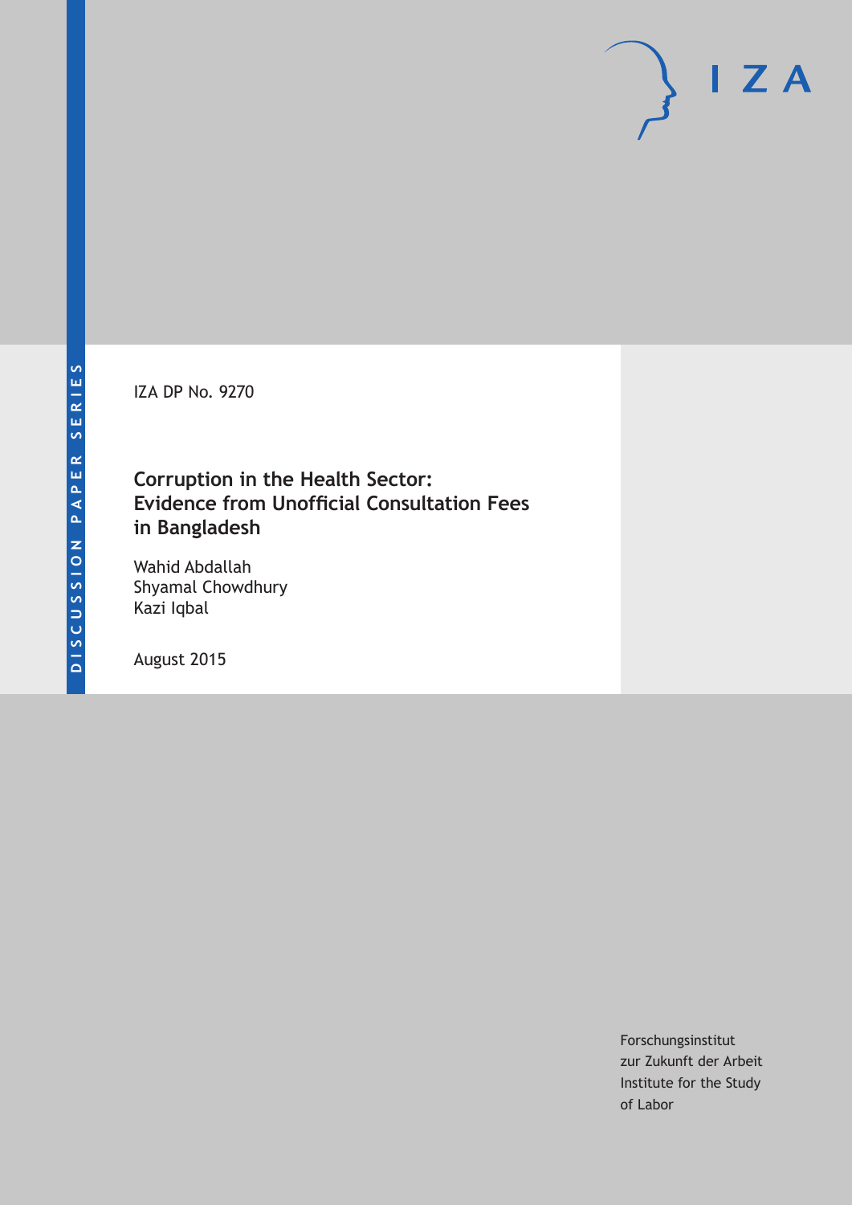DISCUSSION PAPER SERIES

IZA DP No. 9270

# Corruption in the Health Sector: Evidence from Unofficial Consultation Fees in Bangladesh

Wahid Abdallah
Shyamal Chowdhury
Kazi Iqbal

August 2015

Forschungsinstitut
zur Zukunft der Arbeit
Institute for the Study
of Labor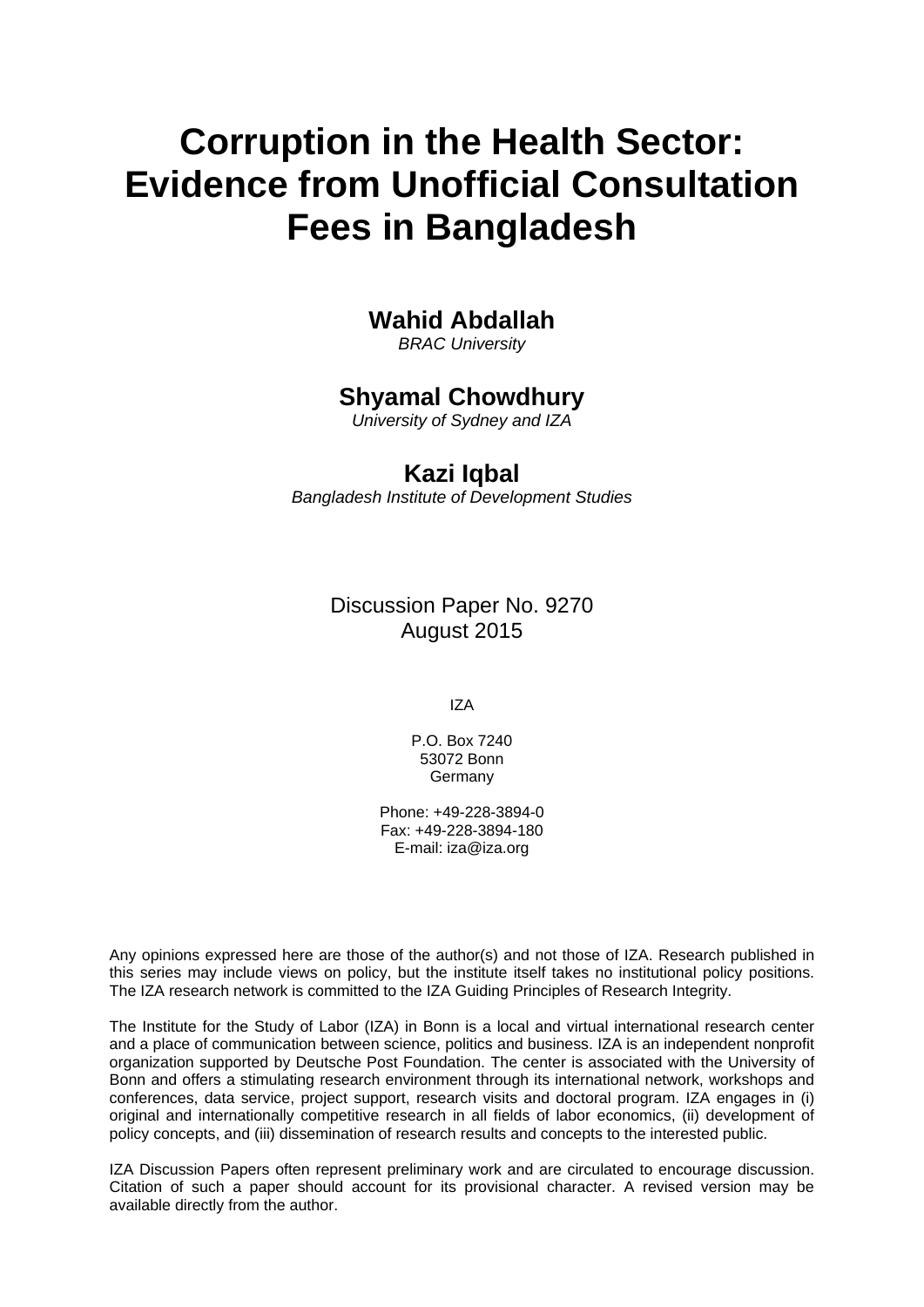# Corruption in the Health Sector: Evidence from Unofficial Consultation Fees in Bangladesh

**Wahid Abdallah**
*BRAC University*

**Shyamal Chowdhury**
*University of Sydney and IZA*

**Kazi Iqbal**
*Bangladesh Institute of Development Studies*

Discussion Paper No. 9270
August 2015

IZA

P.O. Box 7240
53072 Bonn
Germany

Phone: +49-228-3894-0
Fax: +49-228-3894-180
E-mail: iza@iza.org

Any opinions expressed here are those of the author(s) and not those of IZA. Research published in this series may include views on policy, but the institute itself takes no institutional policy positions. The IZA research network is committed to the IZA Guiding Principles of Research Integrity.

The Institute for the Study of Labor (IZA) in Bonn is a local and virtual international research center and a place of communication between science, politics and business. IZA is an independent nonprofit organization supported by Deutsche Post Foundation. The center is associated with the University of Bonn and offers a stimulating research environment through its international network, workshops and conferences, data service, project support, research visits and doctoral program. IZA engages in (i) original and internationally competitive research in all fields of labor economics, (ii) development of policy concepts, and (iii) dissemination of research results and concepts to the interested public.

IZA Discussion Papers often represent preliminary work and are circulated to encourage discussion. Citation of such a paper should account for its provisional character. A revised version may be available directly from the author.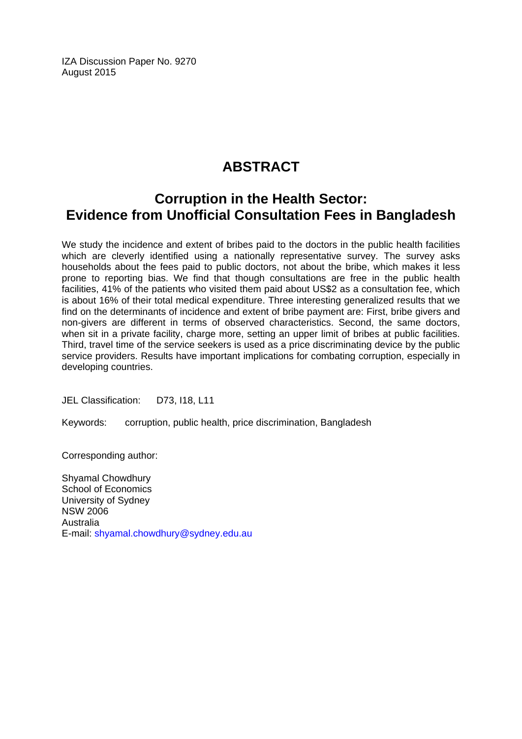IZA Discussion Paper No. 9270
August 2015

# ABSTRACT

## Corruption in the Health Sector: Evidence from Unofficial Consultation Fees in Bangladesh

We study the incidence and extent of bribes paid to the doctors in the public health facilities which are cleverly identified using a nationally representative survey. The survey asks households about the fees paid to public doctors, not about the bribe, which makes it less prone to reporting bias. We find that though consultations are free in the public health facilities, 41% of the patients who visited them paid about US$2 as a consultation fee, which is about 16% of their total medical expenditure. Three interesting generalized results that we find on the determinants of incidence and extent of bribe payment are: First, bribe givers and non-givers are different in terms of observed characteristics. Second, the same doctors, when sit in a private facility, charge more, setting an upper limit of bribes at public facilities. Third, travel time of the service seekers is used as a price discriminating device by the public service providers. Results have important implications for combating corruption, especially in developing countries.

JEL Classification: D73, I18, L11

Keywords: corruption, public health, price discrimination, Bangladesh

Corresponding author:

Shyamal Chowdhury
School of Economics
University of Sydney
NSW 2006
Australia
E-mail: shyamal.chowdhury@sydney.edu.au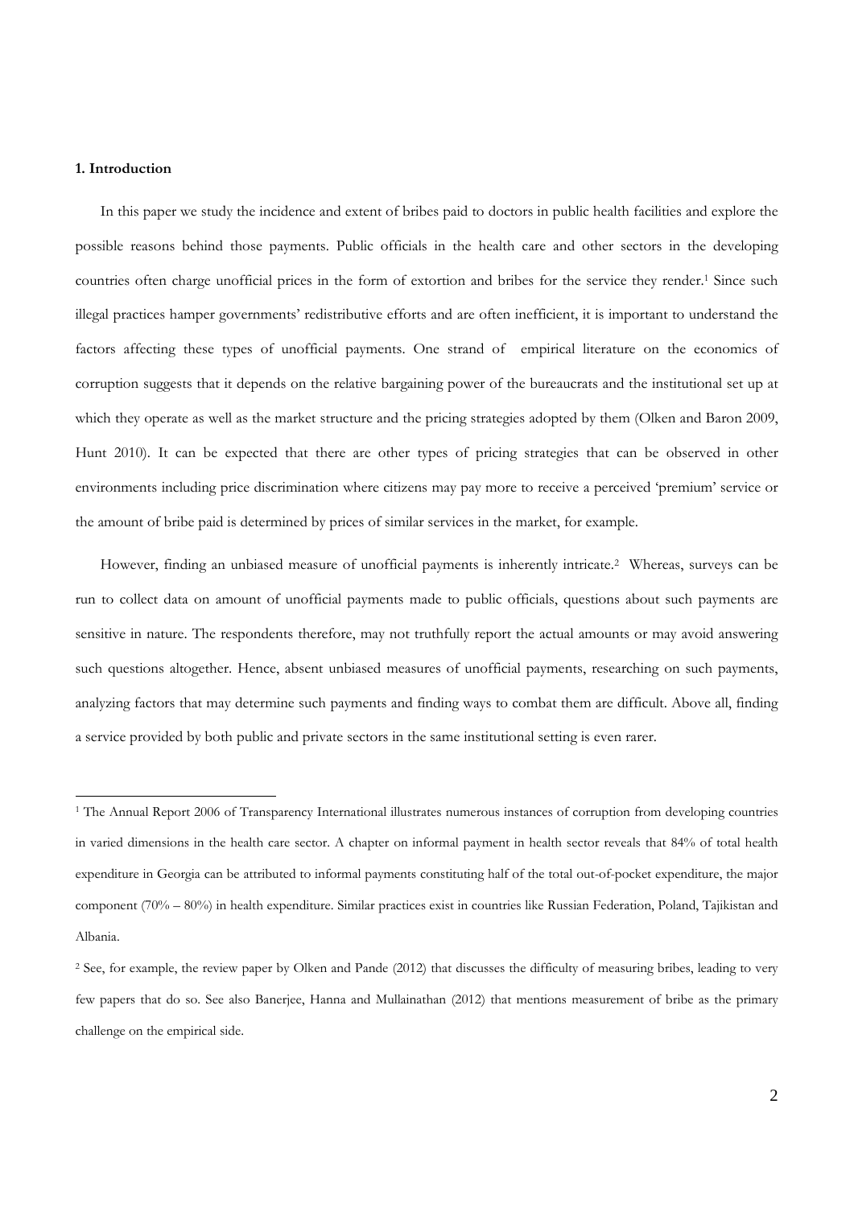**1. Introduction**

In this paper we study the incidence and extent of bribes paid to doctors in public health facilities and explore the possible reasons behind those payments. Public officials in the health care and other sectors in the developing countries often charge unofficial prices in the form of extortion and bribes for the service they render.[1] Since such illegal practices hamper governments' redistributive efforts and are often inefficient, it is important to understand the factors affecting these types of unofficial payments. One strand of empirical literature on the economics of corruption suggests that it depends on the relative bargaining power of the bureaucrats and the institutional set up at which they operate as well as the market structure and the pricing strategies adopted by them (Olken and Baron 2009, Hunt 2010). It can be expected that there are other types of pricing strategies that can be observed in other environments including price discrimination where citizens may pay more to receive a perceived 'premium' service or the amount of bribe paid is determined by prices of similar services in the market, for example.

However, finding an unbiased measure of unofficial payments is inherently intricate.[2] Whereas, surveys can be run to collect data on amount of unofficial payments made to public officials, questions about such payments are sensitive in nature. The respondents therefore, may not truthfully report the actual amounts or may avoid answering such questions altogether. Hence, absent unbiased measures of unofficial payments, researching on such payments, analyzing factors that may determine such payments and finding ways to combat them are difficult. Above all, finding a service provided by both public and private sectors in the same institutional setting is even rarer.

---

[1] The Annual Report 2006 of Transparency International illustrates numerous instances of corruption from developing countries in varied dimensions in the health care sector. A chapter on informal payment in health sector reveals that 84% of total health expenditure in Georgia can be attributed to informal payments constituting half of the total out-of-pocket expenditure, the major component (70% – 80%) in health expenditure. Similar practices exist in countries like Russian Federation, Poland, Tajikistan and Albania.

[2] See, for example, the review paper by Olken and Pande (2012) that discusses the difficulty of measuring bribes, leading to very few papers that do so. See also Banerjee, Hanna and Mullainathan (2012) that mentions measurement of bribe as the primary challenge on the empirical side.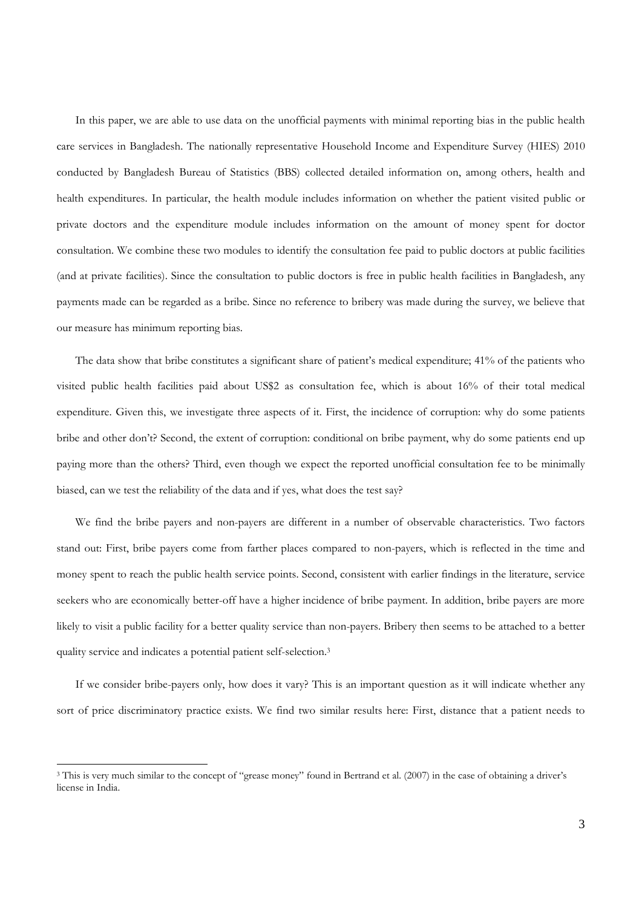In this paper, we are able to use data on the unofficial payments with minimal reporting bias in the public health care services in Bangladesh. The nationally representative Household Income and Expenditure Survey (HIES) 2010 conducted by Bangladesh Bureau of Statistics (BBS) collected detailed information on, among others, health and health expenditures. In particular, the health module includes information on whether the patient visited public or private doctors and the expenditure module includes information on the amount of money spent for doctor consultation. We combine these two modules to identify the consultation fee paid to public doctors at public facilities (and at private facilities). Since the consultation to public doctors is free in public health facilities in Bangladesh, any payments made can be regarded as a bribe. Since no reference to bribery was made during the survey, we believe that our measure has minimum reporting bias.

The data show that bribe constitutes a significant share of patient's medical expenditure; 41% of the patients who visited public health facilities paid about US$2 as consultation fee, which is about 16% of their total medical expenditure. Given this, we investigate three aspects of it. First, the incidence of corruption: why do some patients bribe and other don't? Second, the extent of corruption: conditional on bribe payment, why do some patients end up paying more than the others? Third, even though we expect the reported unofficial consultation fee to be minimally biased, can we test the reliability of the data and if yes, what does the test say?

We find the bribe payers and non-payers are different in a number of observable characteristics. Two factors stand out: First, bribe payers come from farther places compared to non-payers, which is reflected in the time and money spent to reach the public health service points. Second, consistent with earlier findings in the literature, service seekers who are economically better-off have a higher incidence of bribe payment. In addition, bribe payers are more likely to visit a public facility for a better quality service than non-payers. Bribery then seems to be attached to a better quality service and indicates a potential patient self-selection.[3]

If we consider bribe-payers only, how does it vary? This is an important question as it will indicate whether any sort of price discriminatory practice exists. We find two similar results here: First, distance that a patient needs to

[3] This is very much similar to the concept of "grease money" found in Bertrand et al. (2007) in the case of obtaining a driver's license in India.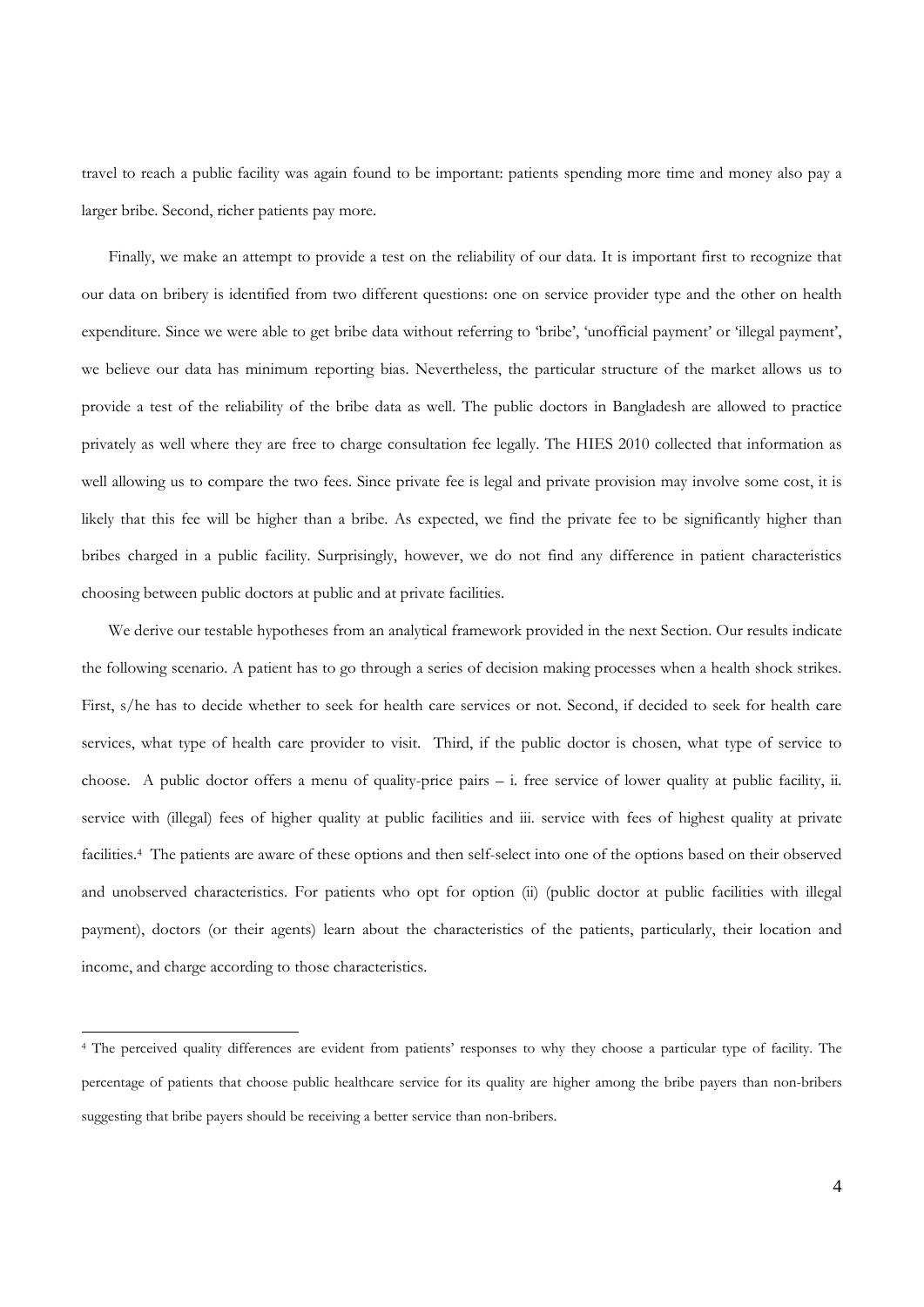travel to reach a public facility was again found to be important: patients spending more time and money also pay a larger bribe. Second, richer patients pay more.

Finally, we make an attempt to provide a test on the reliability of our data. It is important first to recognize that our data on bribery is identified from two different questions: one on service provider type and the other on health expenditure. Since we were able to get bribe data without referring to 'bribe', 'unofficial payment' or 'illegal payment', we believe our data has minimum reporting bias. Nevertheless, the particular structure of the market allows us to provide a test of the reliability of the bribe data as well. The public doctors in Bangladesh are allowed to practice privately as well where they are free to charge consultation fee legally. The HIES 2010 collected that information as well allowing us to compare the two fees. Since private fee is legal and private provision may involve some cost, it is likely that this fee will be higher than a bribe. As expected, we find the private fee to be significantly higher than bribes charged in a public facility. Surprisingly, however, we do not find any difference in patient characteristics choosing between public doctors at public and at private facilities.

We derive our testable hypotheses from an analytical framework provided in the next Section. Our results indicate the following scenario. A patient has to go through a series of decision making processes when a health shock strikes. First, s/he has to decide whether to seek for health care services or not. Second, if decided to seek for health care services, what type of health care provider to visit. Third, if the public doctor is chosen, what type of service to choose. A public doctor offers a menu of quality-price pairs – i. free service of lower quality at public facility, ii. service with (illegal) fees of higher quality at public facilities and iii. service with fees of highest quality at private facilities.[4] The patients are aware of these options and then self-select into one of the options based on their observed and unobserved characteristics. For patients who opt for option (ii) (public doctor at public facilities with illegal payment), doctors (or their agents) learn about the characteristics of the patients, particularly, their location and income, and charge according to those characteristics.

---

[4] The perceived quality differences are evident from patients' responses to why they choose a particular type of facility. The percentage of patients that choose public healthcare service for its quality are higher among the bribe payers than non-bribers suggesting that bribe payers should be receiving a better service than non-bribers.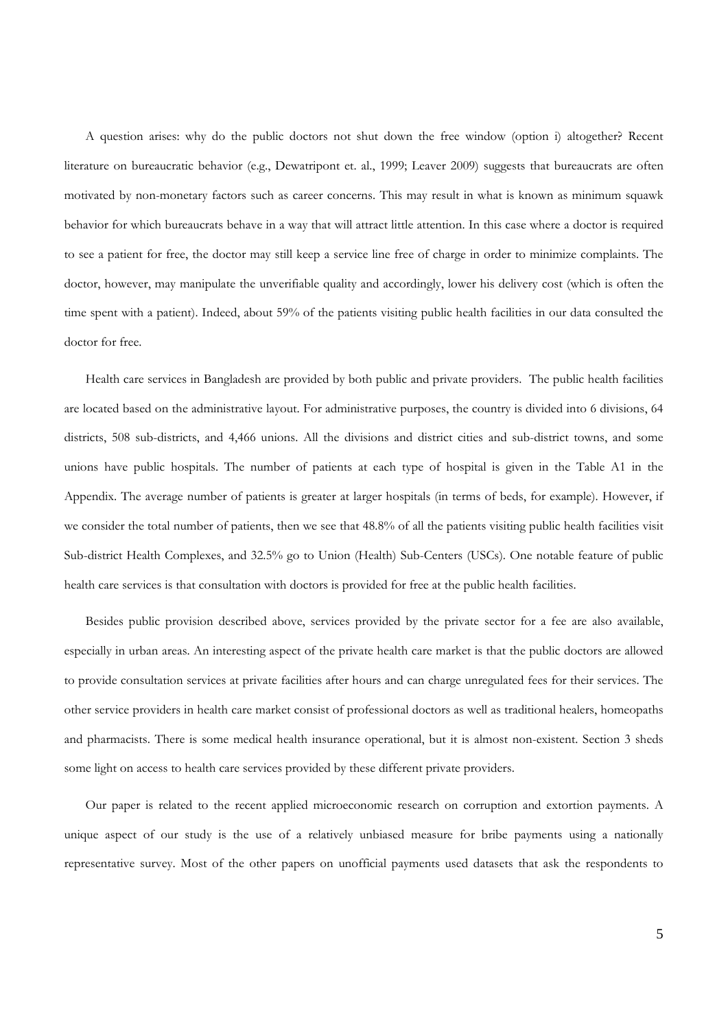A question arises: why do the public doctors not shut down the free window (option i) altogether? Recent literature on bureaucratic behavior (e.g., Dewatripont et. al., 1999; Leaver 2009) suggests that bureaucrats are often motivated by non-monetary factors such as career concerns. This may result in what is known as minimum squawk behavior for which bureaucrats behave in a way that will attract little attention. In this case where a doctor is required to see a patient for free, the doctor may still keep a service line free of charge in order to minimize complaints. The doctor, however, may manipulate the unverifiable quality and accordingly, lower his delivery cost (which is often the time spent with a patient). Indeed, about 59% of the patients visiting public health facilities in our data consulted the doctor for free.

Health care services in Bangladesh are provided by both public and private providers. The public health facilities are located based on the administrative layout. For administrative purposes, the country is divided into 6 divisions, 64 districts, 508 sub-districts, and 4,466 unions. All the divisions and district cities and sub-district towns, and some unions have public hospitals. The number of patients at each type of hospital is given in the Table A1 in the Appendix. The average number of patients is greater at larger hospitals (in terms of beds, for example). However, if we consider the total number of patients, then we see that 48.8% of all the patients visiting public health facilities visit Sub-district Health Complexes, and 32.5% go to Union (Health) Sub-Centers (USCs). One notable feature of public health care services is that consultation with doctors is provided for free at the public health facilities.

Besides public provision described above, services provided by the private sector for a fee are also available, especially in urban areas. An interesting aspect of the private health care market is that the public doctors are allowed to provide consultation services at private facilities after hours and can charge unregulated fees for their services. The other service providers in health care market consist of professional doctors as well as traditional healers, homeopaths and pharmacists. There is some medical health insurance operational, but it is almost non-existent. Section 3 sheds some light on access to health care services provided by these different private providers.

Our paper is related to the recent applied microeconomic research on corruption and extortion payments. A unique aspect of our study is the use of a relatively unbiased measure for bribe payments using a nationally representative survey. Most of the other papers on unofficial payments used datasets that ask the respondents to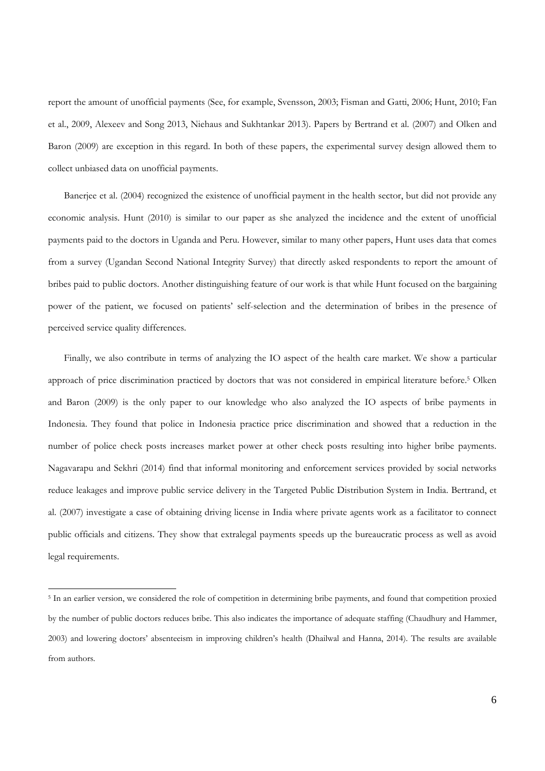report the amount of unofficial payments (See, for example, Svensson, 2003; Fisman and Gatti, 2006; Hunt, 2010; Fan et al., 2009, Alexeev and Song 2013, Niehaus and Sukhtankar 2013). Papers by Bertrand et al. (2007) and Olken and Baron (2009) are exception in this regard. In both of these papers, the experimental survey design allowed them to collect unbiased data on unofficial payments.

Banerjee et al. (2004) recognized the existence of unofficial payment in the health sector, but did not provide any economic analysis. Hunt (2010) is similar to our paper as she analyzed the incidence and the extent of unofficial payments paid to the doctors in Uganda and Peru. However, similar to many other papers, Hunt uses data that comes from a survey (Ugandan Second National Integrity Survey) that directly asked respondents to report the amount of bribes paid to public doctors. Another distinguishing feature of our work is that while Hunt focused on the bargaining power of the patient, we focused on patients' self-selection and the determination of bribes in the presence of perceived service quality differences.

Finally, we also contribute in terms of analyzing the IO aspect of the health care market. We show a particular approach of price discrimination practiced by doctors that was not considered in empirical literature before.[5] Olken and Baron (2009) is the only paper to our knowledge who also analyzed the IO aspects of bribe payments in Indonesia. They found that police in Indonesia practice price discrimination and showed that a reduction in the number of police check posts increases market power at other check posts resulting into higher bribe payments. Nagavarapu and Sekhri (2014) find that informal monitoring and enforcement services provided by social networks reduce leakages and improve public service delivery in the Targeted Public Distribution System in India. Bertrand, et al. (2007) investigate a case of obtaining driving license in India where private agents work as a facilitator to connect public officials and citizens. They show that extralegal payments speeds up the bureaucratic process as well as avoid legal requirements.

[5] In an earlier version, we considered the role of competition in determining bribe payments, and found that competition proxied by the number of public doctors reduces bribe. This also indicates the importance of adequate staffing (Chaudhury and Hammer, 2003) and lowering doctors' absenteeism in improving children's health (Dhailwal and Hanna, 2014). The results are available from authors.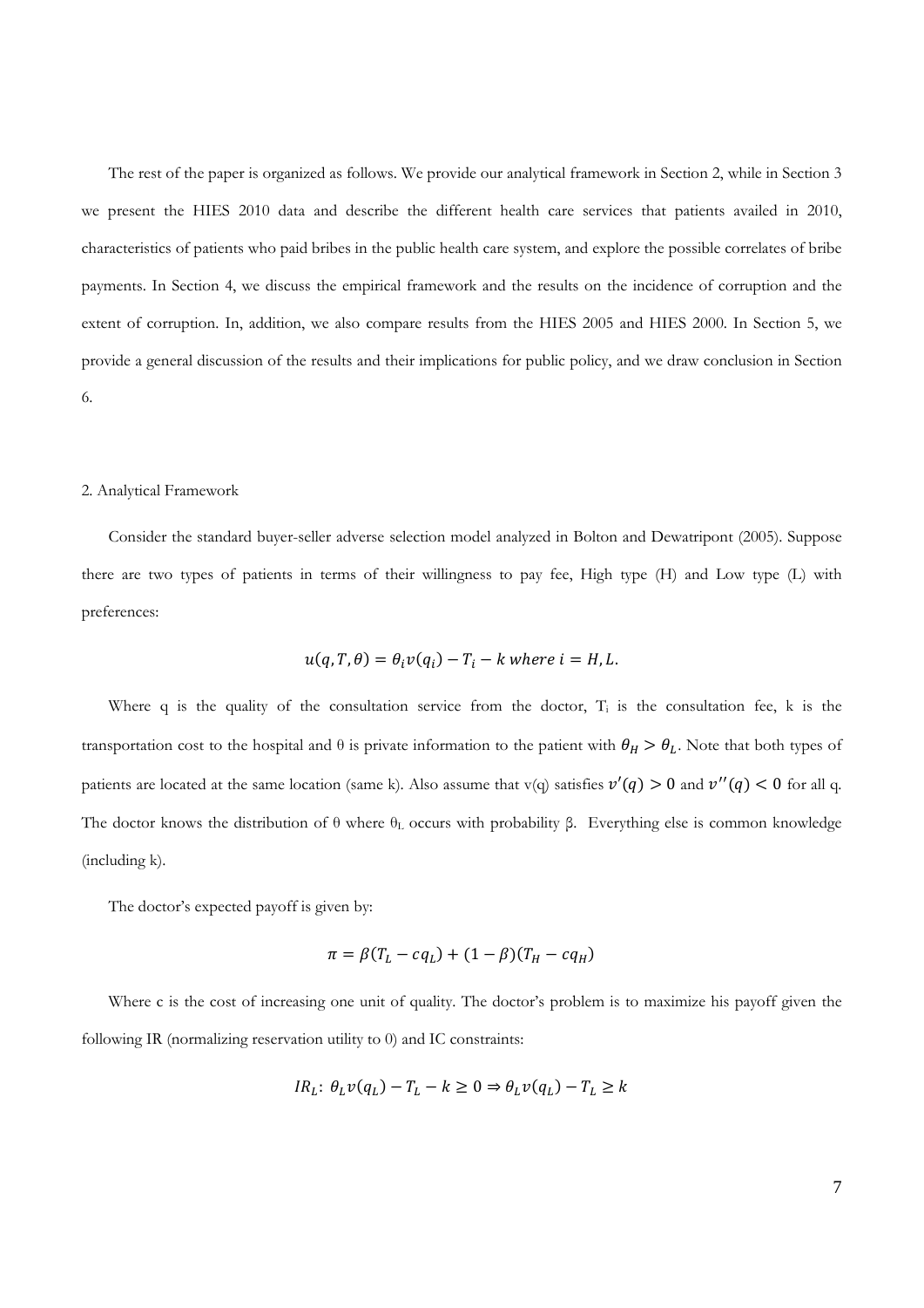The rest of the paper is organized as follows. We provide our analytical framework in Section 2, while in Section 3 we present the HIES 2010 data and describe the different health care services that patients availed in 2010, characteristics of patients who paid bribes in the public health care system, and explore the possible correlates of bribe payments. In Section 4, we discuss the empirical framework and the results on the incidence of corruption and the extent of corruption. In, addition, we also compare results from the HIES 2005 and HIES 2000. In Section 5, we provide a general discussion of the results and their implications for public policy, and we draw conclusion in Section 6.

## 2. Analytical Framework

Consider the standard buyer-seller adverse selection model analyzed in Bolton and Dewatripont (2005). Suppose there are two types of patients in terms of their willingness to pay fee, High type (H) and Low type (L) with preferences:

$$u(q, T, \theta) = \theta_i v(q_i) - T_i - k \text{ where } i = H, L.$$

Where q is the quality of the consultation service from the doctor, $T_i$ is the consultation fee, k is the transportation cost to the hospital and θ is private information to the patient with $\theta_H > \theta_L$. Note that both types of patients are located at the same location (same k). Also assume that v(q) satisfies $v'(q) > 0$ and $v''(q) < 0$ for all q. The doctor knows the distribution of θ where $\theta_L$ occurs with probability β. Everything else is common knowledge (including k).

The doctor's expected payoff is given by:

$$\pi = \beta(T_L - cq_L) + (1 - \beta)(T_H - cq_H)$$

Where c is the cost of increasing one unit of quality. The doctor's problem is to maximize his payoff given the following IR (normalizing reservation utility to 0) and IC constraints:

$$IR_L\colon\ \theta_L v(q_L) - T_L - k \geq 0 \Rightarrow \theta_L v(q_L) - T_L \geq k$$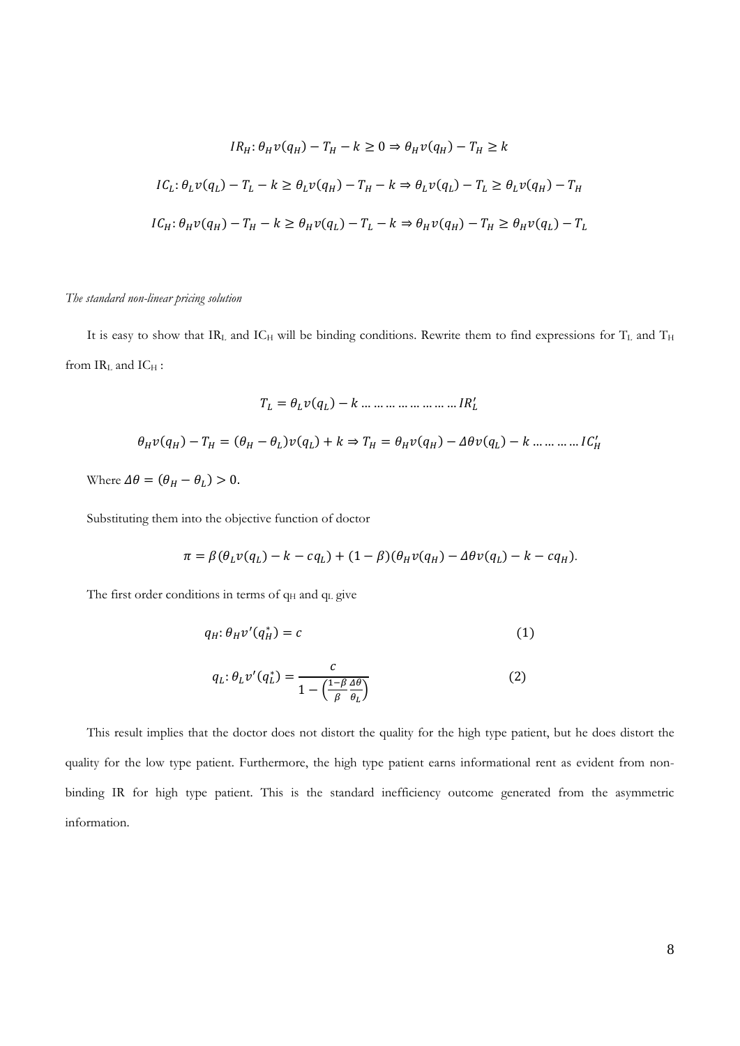$$IR_H: \theta_H v(q_H) - T_H - k \geq 0 \Rightarrow \theta_H v(q_H) - T_H \geq k$$

$$IC_L: \theta_L v(q_L) - T_L - k \geq \theta_L v(q_H) - T_H - k \Rightarrow \theta_L v(q_L) - T_L \geq \theta_L v(q_H) - T_H$$

$$IC_H: \theta_H v(q_H) - T_H - k \geq \theta_H v(q_L) - T_L - k \Rightarrow \theta_H v(q_H) - T_H \geq \theta_H v(q_L) - T_L$$

*The standard non-linear pricing solution*

It is easy to show that $IR_L$ and $IC_H$ will be binding conditions. Rewrite them to find expressions for $T_L$ and $T_H$ from $IR_L$ and $IC_H$ :

$$T_L = \theta_L v(q_L) - k \ldots \ldots \ldots \ldots \ldots \ldots \ldots \ldots IR_L'$$

$$\theta_H v(q_H) - T_H = (\theta_H - \theta_L) v(q_L) + k \Rightarrow T_H = \theta_H v(q_H) - \Delta\theta v(q_L) - k \ldots \ldots \ldots \ldots IC_H'$$

Where $\Delta\theta = (\theta_H - \theta_L) > 0$.

Substituting them into the objective function of doctor

$$\pi = \beta(\theta_L v(q_L) - k - cq_L) + (1 - \beta)(\theta_H v(q_H) - \Delta\theta v(q_L) - k - cq_H).$$

The first order conditions in terms of $q_H$ and $q_L$ give

$$q_H: \theta_H v'(q_H^*) = c \qquad (1)$$

$$q_L: \theta_L v'(q_L^*) = \frac{c}{1 - \left(\frac{1-\beta}{\beta}\frac{\Delta\theta}{\theta_L}\right)} \qquad (2)$$

This result implies that the doctor does not distort the quality for the high type patient, but he does distort the quality for the low type patient. Furthermore, the high type patient earns informational rent as evident from non-binding IR for high type patient. This is the standard inefficiency outcome generated from the asymmetric information.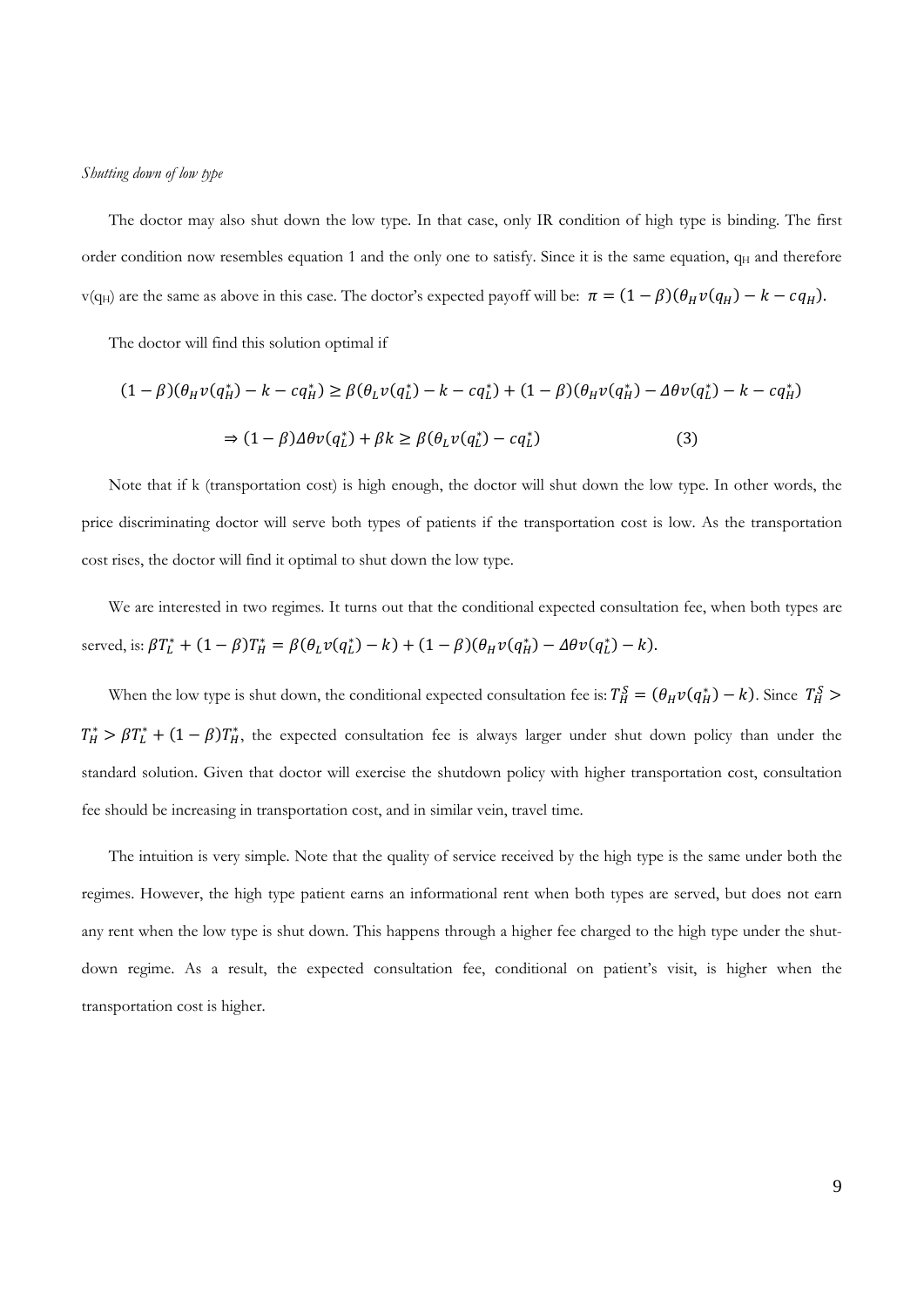*Shutting down of low type*

The doctor may also shut down the low type. In that case, only IR condition of high type is binding. The first order condition now resembles equation 1 and the only one to satisfy. Since it is the same equation, $q_H$ and therefore $v(q_H)$ are the same as above in this case. The doctor's expected payoff will be: $\pi = (1-\beta)(\theta_H v(q_H) - k - cq_H)$.

The doctor will find this solution optimal if

$$(1-\beta)(\theta_H v(q_H^*) - k - cq_H^*) \geq \beta(\theta_L v(q_L^*) - k - cq_L^*) + (1-\beta)(\theta_H v(q_H^*) - \Delta\theta v(q_L^*) - k - cq_H^*)$$

$$\Rightarrow (1-\beta)\Delta\theta v(q_L^*) + \beta k \geq \beta(\theta_L v(q_L^*) - cq_L^*) \qquad (3)$$

Note that if k (transportation cost) is high enough, the doctor will shut down the low type. In other words, the price discriminating doctor will serve both types of patients if the transportation cost is low. As the transportation cost rises, the doctor will find it optimal to shut down the low type.

We are interested in two regimes. It turns out that the conditional expected consultation fee, when both types are served, is: $\beta T_L^* + (1-\beta)T_H^* = \beta(\theta_L v(q_L^*) - k) + (1-\beta)(\theta_H v(q_H^*) - \Delta\theta v(q_L^*) - k)$.

When the low type is shut down, the conditional expected consultation fee is: $T_H^S = (\theta_H v(q_H^*) - k)$. Since $T_H^S > T_H^* > \beta T_L^* + (1-\beta)T_H^*$, the expected consultation fee is always larger under shut down policy than under the standard solution. Given that doctor will exercise the shutdown policy with higher transportation cost, consultation fee should be increasing in transportation cost, and in similar vein, travel time.

The intuition is very simple. Note that the quality of service received by the high type is the same under both the regimes. However, the high type patient earns an informational rent when both types are served, but does not earn any rent when the low type is shut down. This happens through a higher fee charged to the high type under the shut-down regime. As a result, the expected consultation fee, conditional on patient's visit, is higher when the transportation cost is higher.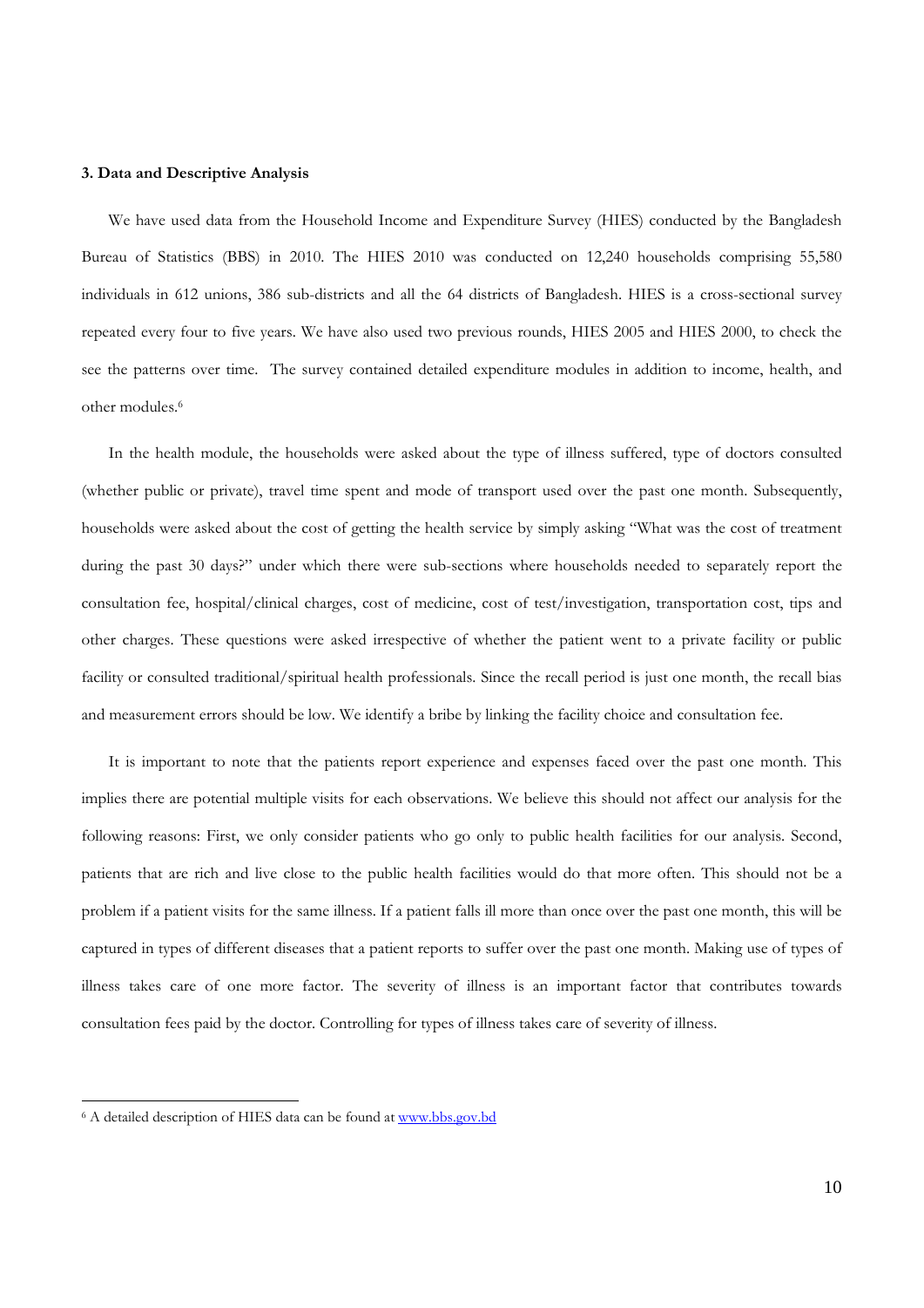### 3. Data and Descriptive Analysis

We have used data from the Household Income and Expenditure Survey (HIES) conducted by the Bangladesh Bureau of Statistics (BBS) in 2010. The HIES 2010 was conducted on 12,240 households comprising 55,580 individuals in 612 unions, 386 sub-districts and all the 64 districts of Bangladesh. HIES is a cross-sectional survey repeated every four to five years. We have also used two previous rounds, HIES 2005 and HIES 2000, to check the see the patterns over time. The survey contained detailed expenditure modules in addition to income, health, and other modules.[6]

In the health module, the households were asked about the type of illness suffered, type of doctors consulted (whether public or private), travel time spent and mode of transport used over the past one month. Subsequently, households were asked about the cost of getting the health service by simply asking "What was the cost of treatment during the past 30 days?" under which there were sub-sections where households needed to separately report the consultation fee, hospital/clinical charges, cost of medicine, cost of test/investigation, transportation cost, tips and other charges. These questions were asked irrespective of whether the patient went to a private facility or public facility or consulted traditional/spiritual health professionals. Since the recall period is just one month, the recall bias and measurement errors should be low. We identify a bribe by linking the facility choice and consultation fee.

It is important to note that the patients report experience and expenses faced over the past one month. This implies there are potential multiple visits for each observations. We believe this should not affect our analysis for the following reasons: First, we only consider patients who go only to public health facilities for our analysis. Second, patients that are rich and live close to the public health facilities would do that more often. This should not be a problem if a patient visits for the same illness. If a patient falls ill more than once over the past one month, this will be captured in types of different diseases that a patient reports to suffer over the past one month. Making use of types of illness takes care of one more factor. The severity of illness is an important factor that contributes towards consultation fees paid by the doctor. Controlling for types of illness takes care of severity of illness.

---

[6] A detailed description of HIES data can be found at www.bbs.gov.bd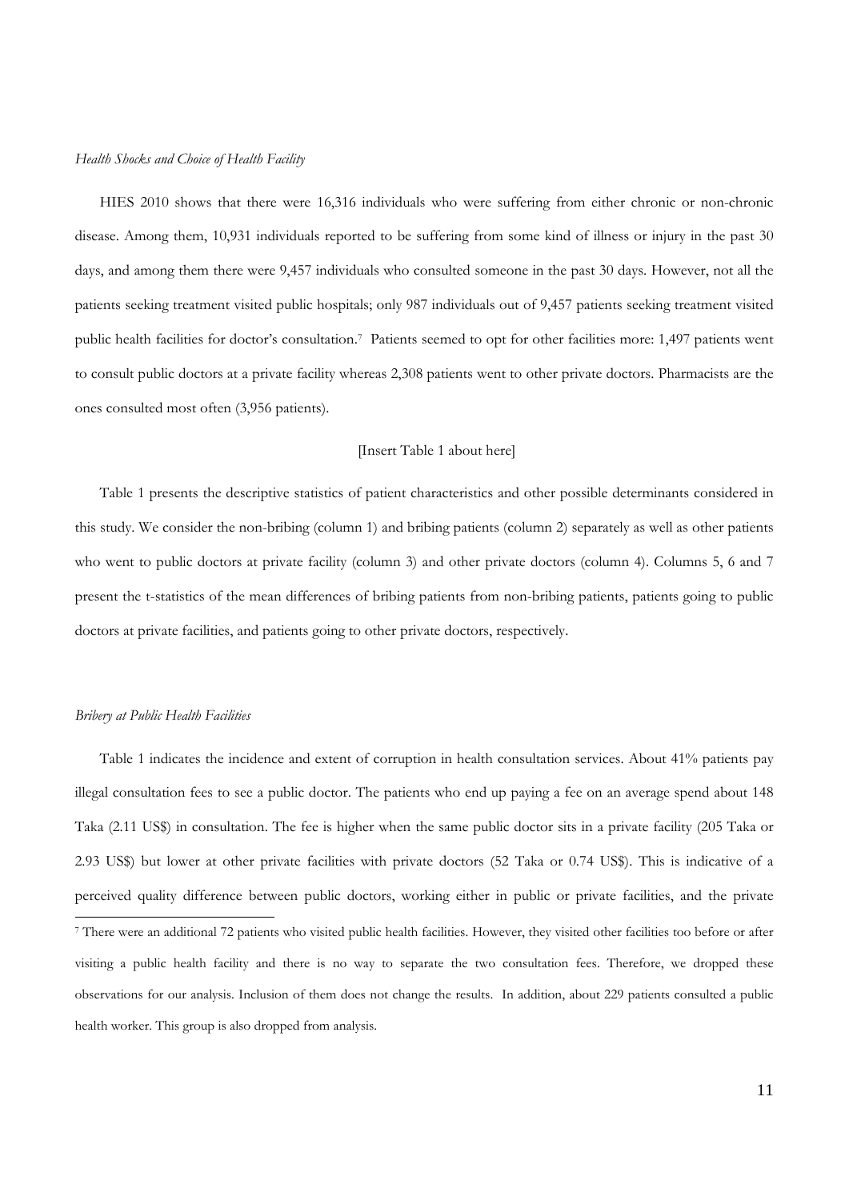*Health Shocks and Choice of Health Facility*

HIES 2010 shows that there were 16,316 individuals who were suffering from either chronic or non-chronic disease. Among them, 10,931 individuals reported to be suffering from some kind of illness or injury in the past 30 days, and among them there were 9,457 individuals who consulted someone in the past 30 days. However, not all the patients seeking treatment visited public hospitals; only 987 individuals out of 9,457 patients seeking treatment visited public health facilities for doctor's consultation.[7] Patients seemed to opt for other facilities more: 1,497 patients went to consult public doctors at a private facility whereas 2,308 patients went to other private doctors. Pharmacists are the ones consulted most often (3,956 patients).

[Insert Table 1 about here]

Table 1 presents the descriptive statistics of patient characteristics and other possible determinants considered in this study. We consider the non-bribing (column 1) and bribing patients (column 2) separately as well as other patients who went to public doctors at private facility (column 3) and other private doctors (column 4). Columns 5, 6 and 7 present the t-statistics of the mean differences of bribing patients from non-bribing patients, patients going to public doctors at private facilities, and patients going to other private doctors, respectively.

*Bribery at Public Health Facilities*

Table 1 indicates the incidence and extent of corruption in health consultation services. About 41% patients pay illegal consultation fees to see a public doctor. The patients who end up paying a fee on an average spend about 148 Taka (2.11 US$) in consultation. The fee is higher when the same public doctor sits in a private facility (205 Taka or 2.93 US$) but lower at other private facilities with private doctors (52 Taka or 0.74 US$). This is indicative of a perceived quality difference between public doctors, working either in public or private facilities, and the private

[7] There were an additional 72 patients who visited public health facilities. However, they visited other facilities too before or after visiting a public health facility and there is no way to separate the two consultation fees. Therefore, we dropped these observations for our analysis. Inclusion of them does not change the results. In addition, about 229 patients consulted a public health worker. This group is also dropped from analysis.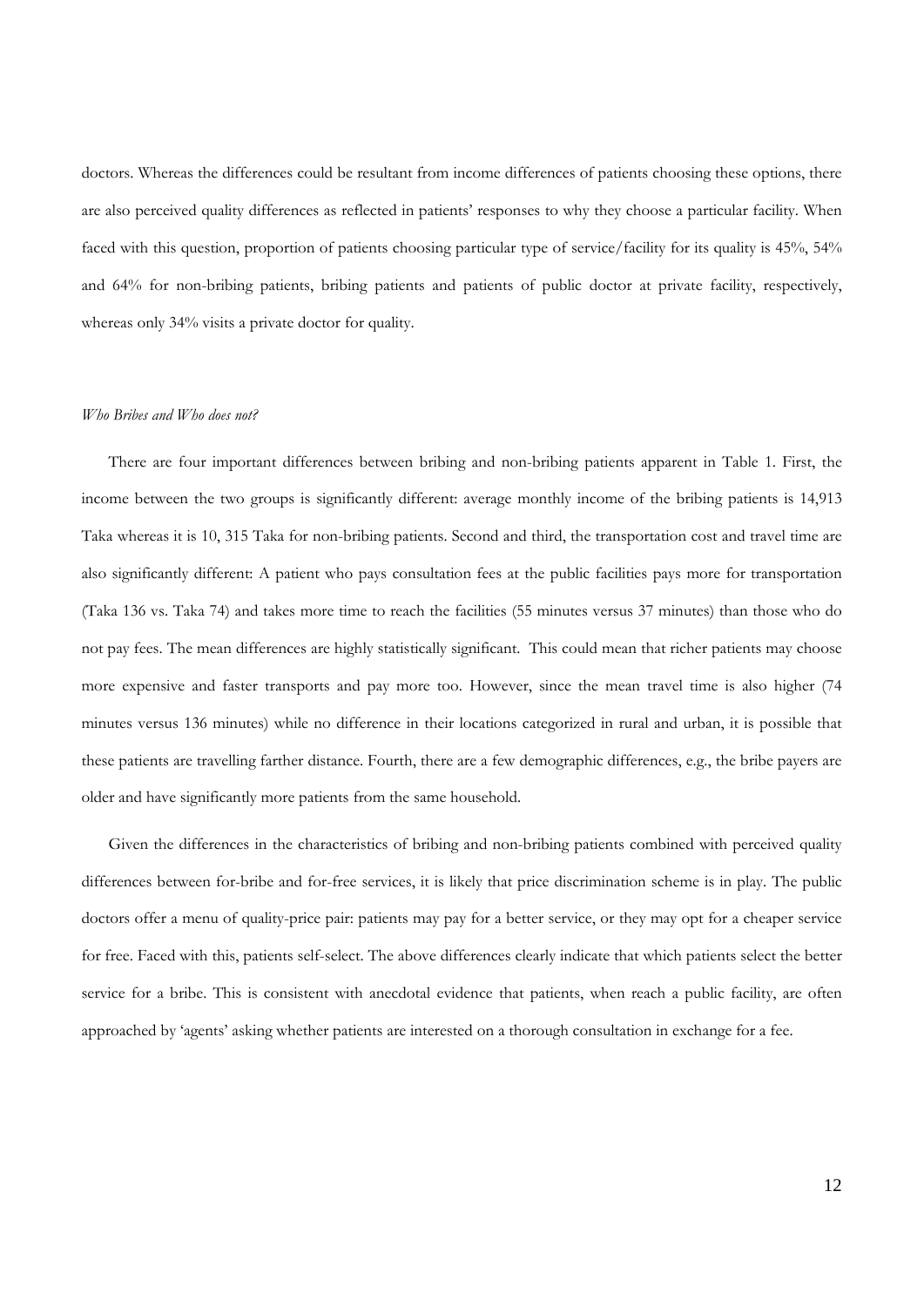doctors. Whereas the differences could be resultant from income differences of patients choosing these options, there are also perceived quality differences as reflected in patients' responses to why they choose a particular facility. When faced with this question, proportion of patients choosing particular type of service/facility for its quality is 45%, 54% and 64% for non-bribing patients, bribing patients and patients of public doctor at private facility, respectively, whereas only 34% visits a private doctor for quality.

*Who Bribes and Who does not?*

There are four important differences between bribing and non-bribing patients apparent in Table 1. First, the income between the two groups is significantly different: average monthly income of the bribing patients is 14,913 Taka whereas it is 10, 315 Taka for non-bribing patients. Second and third, the transportation cost and travel time are also significantly different: A patient who pays consultation fees at the public facilities pays more for transportation (Taka 136 vs. Taka 74) and takes more time to reach the facilities (55 minutes versus 37 minutes) than those who do not pay fees. The mean differences are highly statistically significant. This could mean that richer patients may choose more expensive and faster transports and pay more too. However, since the mean travel time is also higher (74 minutes versus 136 minutes) while no difference in their locations categorized in rural and urban, it is possible that these patients are travelling farther distance. Fourth, there are a few demographic differences, e.g., the bribe payers are older and have significantly more patients from the same household.

Given the differences in the characteristics of bribing and non-bribing patients combined with perceived quality differences between for-bribe and for-free services, it is likely that price discrimination scheme is in play. The public doctors offer a menu of quality-price pair: patients may pay for a better service, or they may opt for a cheaper service for free. Faced with this, patients self-select. The above differences clearly indicate that which patients select the better service for a bribe. This is consistent with anecdotal evidence that patients, when reach a public facility, are often approached by 'agents' asking whether patients are interested on a thorough consultation in exchange for a fee.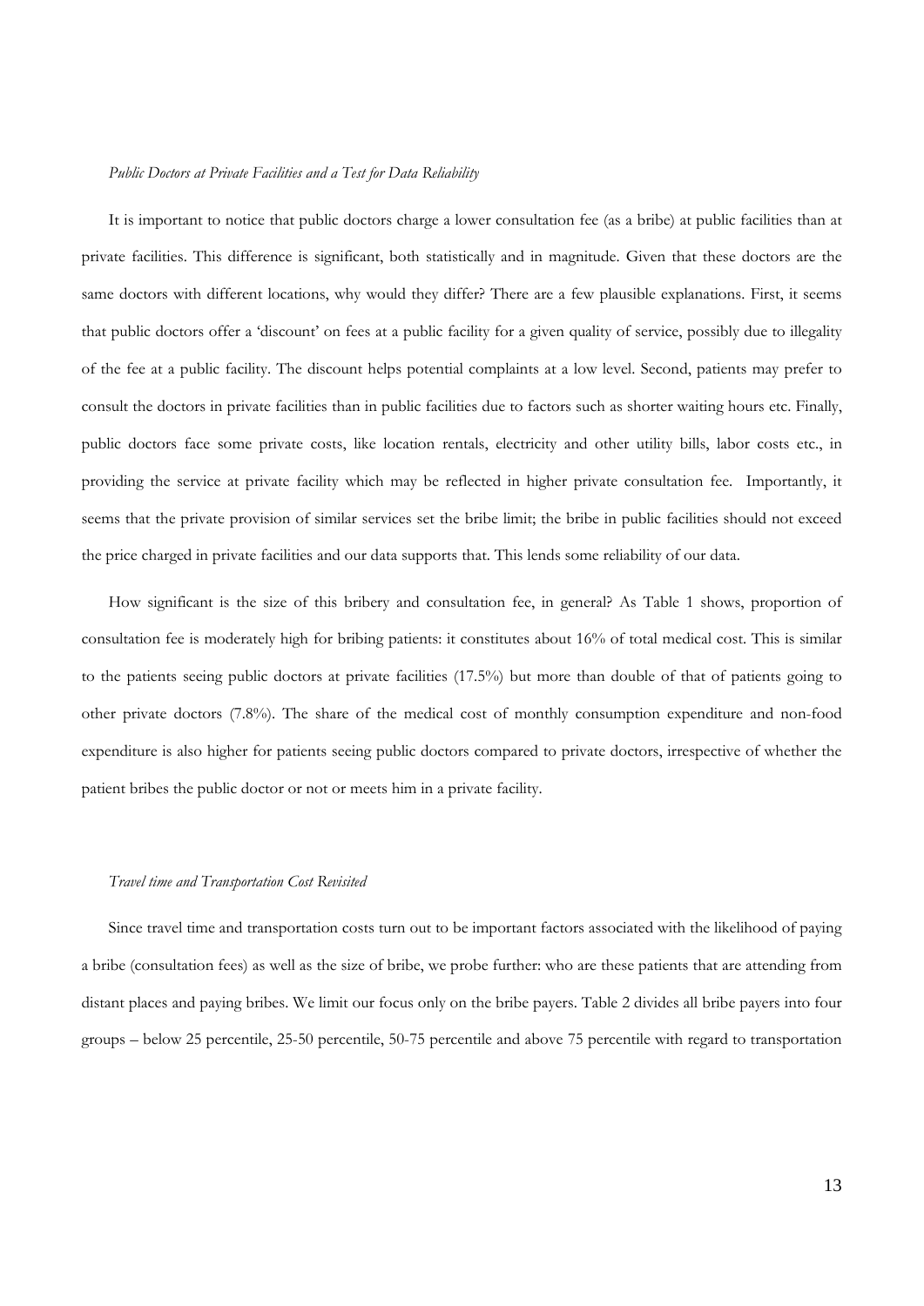*Public Doctors at Private Facilities and a Test for Data Reliability*

It is important to notice that public doctors charge a lower consultation fee (as a bribe) at public facilities than at private facilities. This difference is significant, both statistically and in magnitude. Given that these doctors are the same doctors with different locations, why would they differ? There are a few plausible explanations. First, it seems that public doctors offer a 'discount' on fees at a public facility for a given quality of service, possibly due to illegality of the fee at a public facility. The discount helps potential complaints at a low level. Second, patients may prefer to consult the doctors in private facilities than in public facilities due to factors such as shorter waiting hours etc. Finally, public doctors face some private costs, like location rentals, electricity and other utility bills, labor costs etc., in providing the service at private facility which may be reflected in higher private consultation fee. Importantly, it seems that the private provision of similar services set the bribe limit; the bribe in public facilities should not exceed the price charged in private facilities and our data supports that. This lends some reliability of our data.

How significant is the size of this bribery and consultation fee, in general? As Table 1 shows, proportion of consultation fee is moderately high for bribing patients: it constitutes about 16% of total medical cost. This is similar to the patients seeing public doctors at private facilities (17.5%) but more than double of that of patients going to other private doctors (7.8%). The share of the medical cost of monthly consumption expenditure and non-food expenditure is also higher for patients seeing public doctors compared to private doctors, irrespective of whether the patient bribes the public doctor or not or meets him in a private facility.

*Travel time and Transportation Cost Revisited*

Since travel time and transportation costs turn out to be important factors associated with the likelihood of paying a bribe (consultation fees) as well as the size of bribe, we probe further: who are these patients that are attending from distant places and paying bribes. We limit our focus only on the bribe payers. Table 2 divides all bribe payers into four groups – below 25 percentile, 25-50 percentile, 50-75 percentile and above 75 percentile with regard to transportation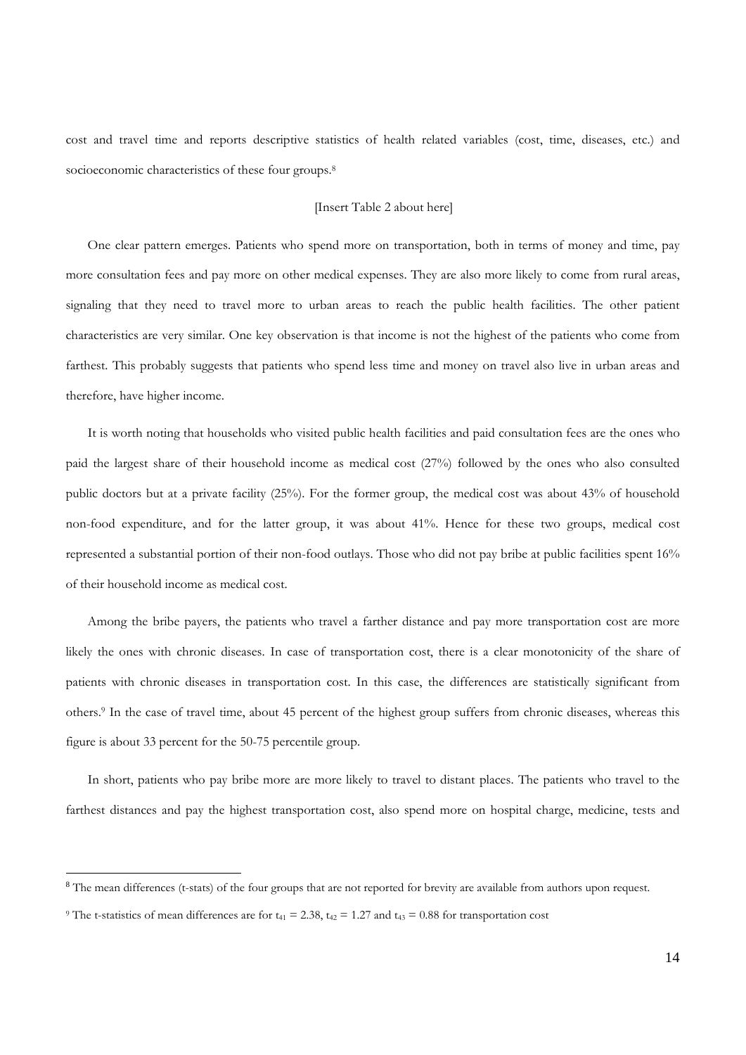cost and travel time and reports descriptive statistics of health related variables (cost, time, diseases, etc.) and socioeconomic characteristics of these four groups.[8]

[Insert Table 2 about here]

One clear pattern emerges. Patients who spend more on transportation, both in terms of money and time, pay more consultation fees and pay more on other medical expenses. They are also more likely to come from rural areas, signaling that they need to travel more to urban areas to reach the public health facilities. The other patient characteristics are very similar. One key observation is that income is not the highest of the patients who come from farthest. This probably suggests that patients who spend less time and money on travel also live in urban areas and therefore, have higher income.

It is worth noting that households who visited public health facilities and paid consultation fees are the ones who paid the largest share of their household income as medical cost (27%) followed by the ones who also consulted public doctors but at a private facility (25%). For the former group, the medical cost was about 43% of household non-food expenditure, and for the latter group, it was about 41%. Hence for these two groups, medical cost represented a substantial portion of their non-food outlays. Those who did not pay bribe at public facilities spent 16% of their household income as medical cost.

Among the bribe payers, the patients who travel a farther distance and pay more transportation cost are more likely the ones with chronic diseases. In case of transportation cost, there is a clear monotonicity of the share of patients with chronic diseases in transportation cost. In this case, the differences are statistically significant from others.[9] In the case of travel time, about 45 percent of the highest group suffers from chronic diseases, whereas this figure is about 33 percent for the 50-75 percentile group.

In short, patients who pay bribe more are more likely to travel to distant places. The patients who travel to the farthest distances and pay the highest transportation cost, also spend more on hospital charge, medicine, tests and

---

[8] The mean differences (t-stats) of the four groups that are not reported for brevity are available from authors upon request.

[9] The t-statistics of mean differences are for $t_{41} = 2.38$, $t_{42} = 1.27$ and $t_{43} = 0.88$ for transportation cost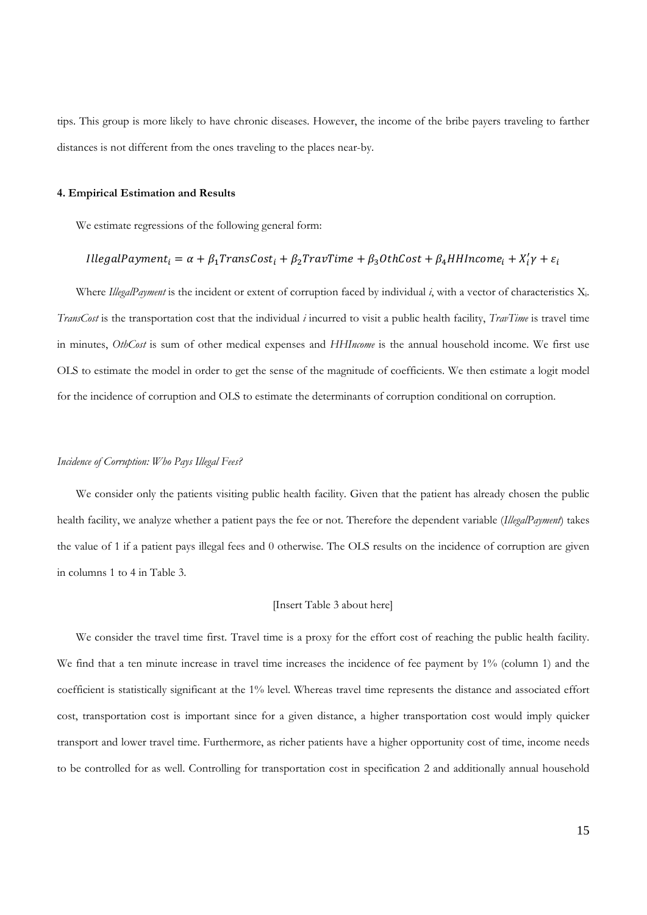tips. This group is more likely to have chronic diseases. However, the income of the bribe payers traveling to farther distances is not different from the ones traveling to the places near-by.

### 4. Empirical Estimation and Results

We estimate regressions of the following general form:

$$IllegalPayment_i = \alpha + \beta_1 TransCost_i + \beta_2 TravTime + \beta_3 OthCost + \beta_4 HHIncome_i + X_i'\gamma + \varepsilon_i$$

Where *IllegalPayment* is the incident or extent of corruption faced by individual *i*, with a vector of characteristics $X_i$. *TransCost* is the transportation cost that the individual *i* incurred to visit a public health facility, *TravTime* is travel time in minutes, *OthCost* is sum of other medical expenses and *HHIncome* is the annual household income. We first use OLS to estimate the model in order to get the sense of the magnitude of coefficients. We then estimate a logit model for the incidence of corruption and OLS to estimate the determinants of corruption conditional on corruption.

*Incidence of Corruption: Who Pays Illegal Fees?*

We consider only the patients visiting public health facility. Given that the patient has already chosen the public health facility, we analyze whether a patient pays the fee or not. Therefore the dependent variable (*IllegalPayment*) takes the value of 1 if a patient pays illegal fees and 0 otherwise. The OLS results on the incidence of corruption are given in columns 1 to 4 in Table 3.

[Insert Table 3 about here]

We consider the travel time first. Travel time is a proxy for the effort cost of reaching the public health facility. We find that a ten minute increase in travel time increases the incidence of fee payment by 1% (column 1) and the coefficient is statistically significant at the 1% level. Whereas travel time represents the distance and associated effort cost, transportation cost is important since for a given distance, a higher transportation cost would imply quicker transport and lower travel time. Furthermore, as richer patients have a higher opportunity cost of time, income needs to be controlled for as well. Controlling for transportation cost in specification 2 and additionally annual household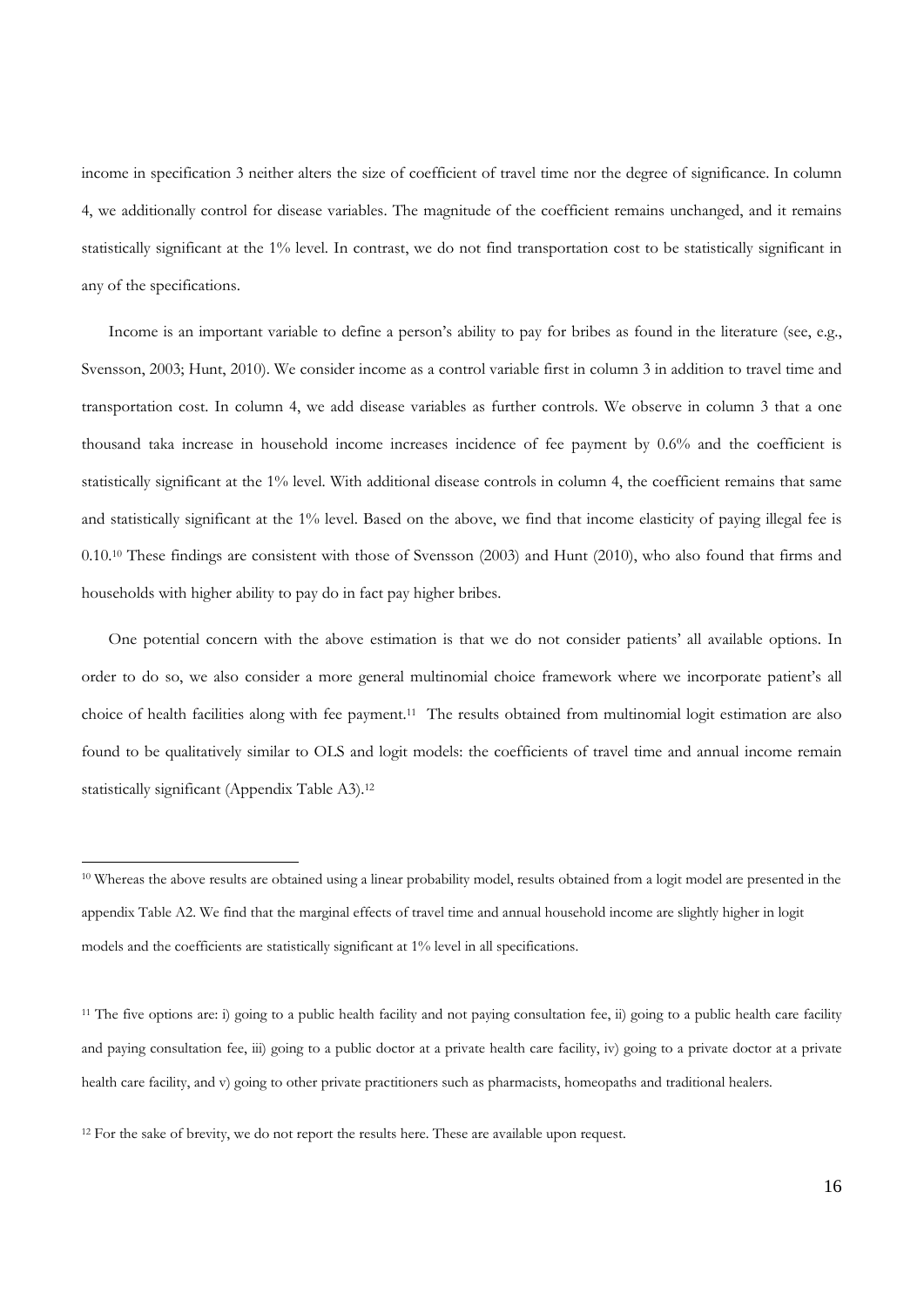income in specification 3 neither alters the size of coefficient of travel time nor the degree of significance. In column 4, we additionally control for disease variables. The magnitude of the coefficient remains unchanged, and it remains statistically significant at the 1% level. In contrast, we do not find transportation cost to be statistically significant in any of the specifications.

Income is an important variable to define a person's ability to pay for bribes as found in the literature (see, e.g., Svensson, 2003; Hunt, 2010). We consider income as a control variable first in column 3 in addition to travel time and transportation cost. In column 4, we add disease variables as further controls. We observe in column 3 that a one thousand taka increase in household income increases incidence of fee payment by 0.6% and the coefficient is statistically significant at the 1% level. With additional disease controls in column 4, the coefficient remains that same and statistically significant at the 1% level. Based on the above, we find that income elasticity of paying illegal fee is 0.10.[10] These findings are consistent with those of Svensson (2003) and Hunt (2010), who also found that firms and households with higher ability to pay do in fact pay higher bribes.

One potential concern with the above estimation is that we do not consider patients' all available options. In order to do so, we also consider a more general multinomial choice framework where we incorporate patient's all choice of health facilities along with fee payment.[11] The results obtained from multinomial logit estimation are also found to be qualitatively similar to OLS and logit models: the coefficients of travel time and annual income remain statistically significant (Appendix Table A3).[12]

---

[10] Whereas the above results are obtained using a linear probability model, results obtained from a logit model are presented in the appendix Table A2. We find that the marginal effects of travel time and annual household income are slightly higher in logit models and the coefficients are statistically significant at 1% level in all specifications.

[11] The five options are: i) going to a public health facility and not paying consultation fee, ii) going to a public health care facility and paying consultation fee, iii) going to a public doctor at a private health care facility, iv) going to a private doctor at a private health care facility, and v) going to other private practitioners such as pharmacists, homeopaths and traditional healers.

[12] For the sake of brevity, we do not report the results here. These are available upon request.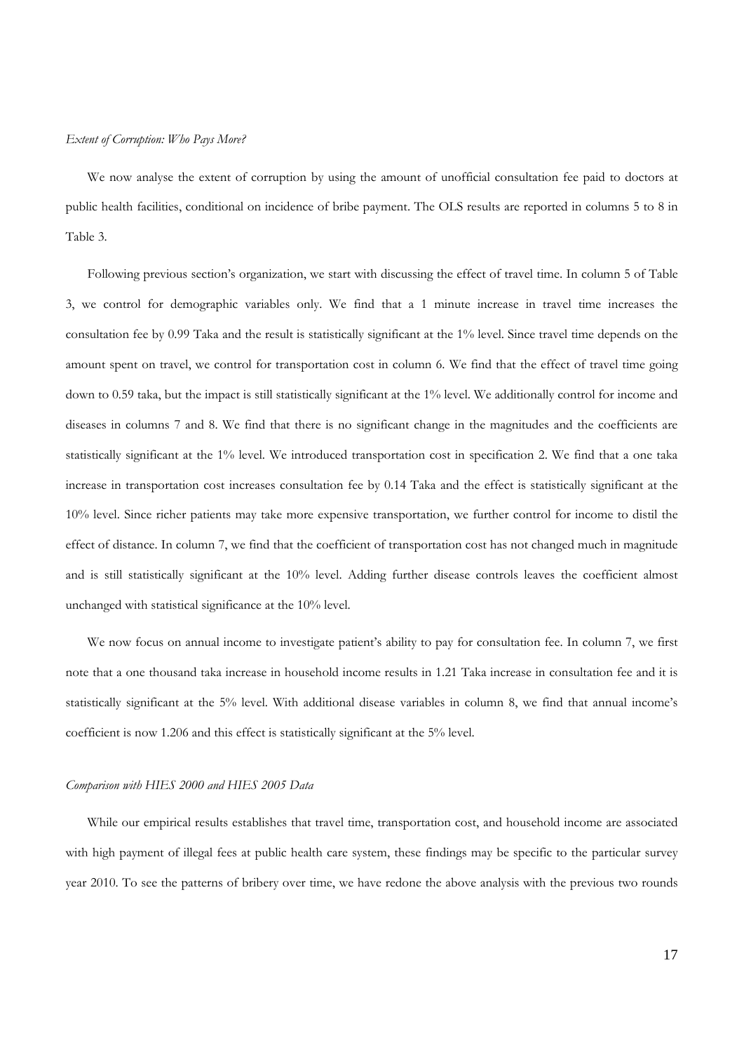*Extent of Corruption: Who Pays More?*

We now analyse the extent of corruption by using the amount of unofficial consultation fee paid to doctors at public health facilities, conditional on incidence of bribe payment. The OLS results are reported in columns 5 to 8 in Table 3.

Following previous section's organization, we start with discussing the effect of travel time. In column 5 of Table 3, we control for demographic variables only. We find that a 1 minute increase in travel time increases the consultation fee by 0.99 Taka and the result is statistically significant at the 1% level. Since travel time depends on the amount spent on travel, we control for transportation cost in column 6. We find that the effect of travel time going down to 0.59 taka, but the impact is still statistically significant at the 1% level. We additionally control for income and diseases in columns 7 and 8. We find that there is no significant change in the magnitudes and the coefficients are statistically significant at the 1% level. We introduced transportation cost in specification 2. We find that a one taka increase in transportation cost increases consultation fee by 0.14 Taka and the effect is statistically significant at the 10% level. Since richer patients may take more expensive transportation, we further control for income to distil the effect of distance. In column 7, we find that the coefficient of transportation cost has not changed much in magnitude and is still statistically significant at the 10% level. Adding further disease controls leaves the coefficient almost unchanged with statistical significance at the 10% level.

We now focus on annual income to investigate patient's ability to pay for consultation fee. In column 7, we first note that a one thousand taka increase in household income results in 1.21 Taka increase in consultation fee and it is statistically significant at the 5% level. With additional disease variables in column 8, we find that annual income's coefficient is now 1.206 and this effect is statistically significant at the 5% level.

*Comparison with HIES 2000 and HIES 2005 Data*

While our empirical results establishes that travel time, transportation cost, and household income are associated with high payment of illegal fees at public health care system, these findings may be specific to the particular survey year 2010. To see the patterns of bribery over time, we have redone the above analysis with the previous two rounds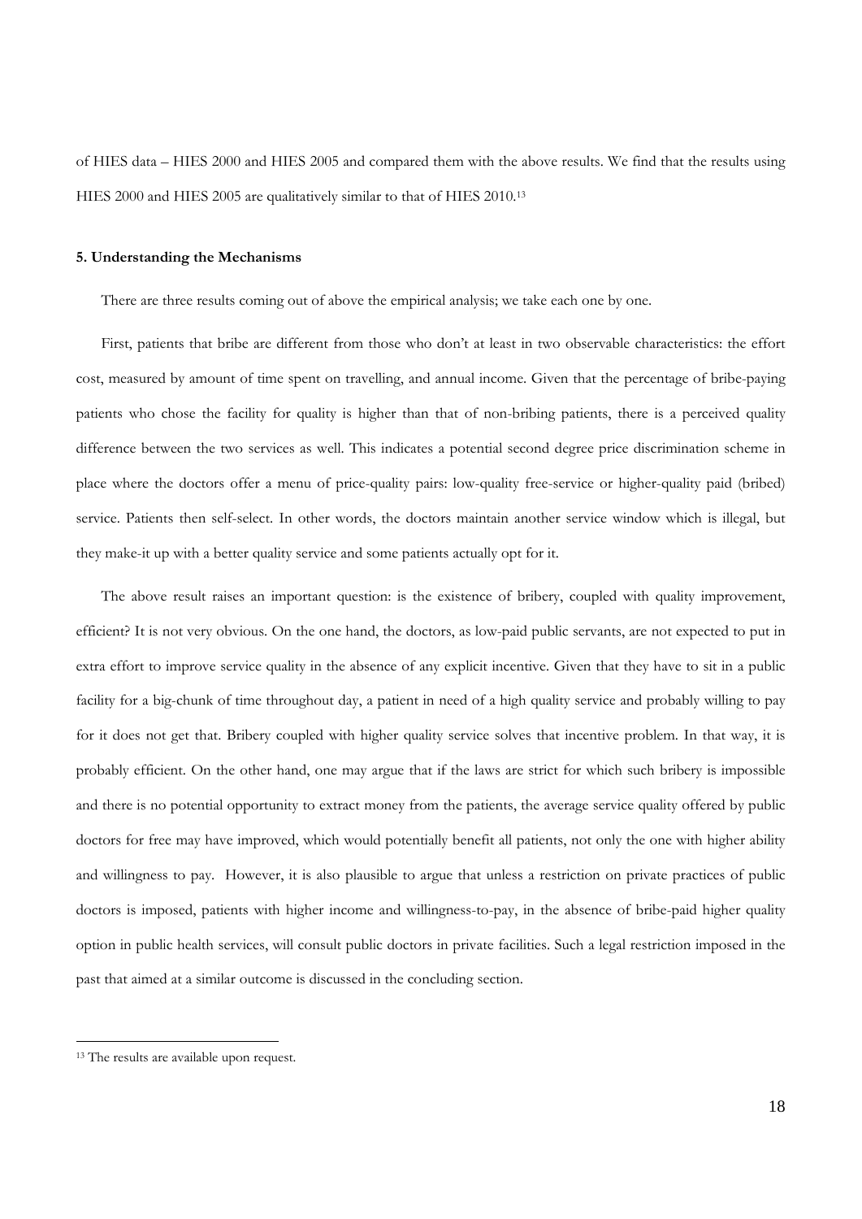of HIES data – HIES 2000 and HIES 2005 and compared them with the above results. We find that the results using HIES 2000 and HIES 2005 are qualitatively similar to that of HIES 2010.[13]

### 5. Understanding the Mechanisms

There are three results coming out of above the empirical analysis; we take each one by one.

First, patients that bribe are different from those who don't at least in two observable characteristics: the effort cost, measured by amount of time spent on travelling, and annual income. Given that the percentage of bribe-paying patients who chose the facility for quality is higher than that of non-bribing patients, there is a perceived quality difference between the two services as well. This indicates a potential second degree price discrimination scheme in place where the doctors offer a menu of price-quality pairs: low-quality free-service or higher-quality paid (bribed) service. Patients then self-select. In other words, the doctors maintain another service window which is illegal, but they make-it up with a better quality service and some patients actually opt for it.

The above result raises an important question: is the existence of bribery, coupled with quality improvement, efficient? It is not very obvious. On the one hand, the doctors, as low-paid public servants, are not expected to put in extra effort to improve service quality in the absence of any explicit incentive. Given that they have to sit in a public facility for a big-chunk of time throughout day, a patient in need of a high quality service and probably willing to pay for it does not get that. Bribery coupled with higher quality service solves that incentive problem. In that way, it is probably efficient. On the other hand, one may argue that if the laws are strict for which such bribery is impossible and there is no potential opportunity to extract money from the patients, the average service quality offered by public doctors for free may have improved, which would potentially benefit all patients, not only the one with higher ability and willingness to pay. However, it is also plausible to argue that unless a restriction on private practices of public doctors is imposed, patients with higher income and willingness-to-pay, in the absence of bribe-paid higher quality option in public health services, will consult public doctors in private facilities. Such a legal restriction imposed in the past that aimed at a similar outcome is discussed in the concluding section.

---

[13] The results are available upon request.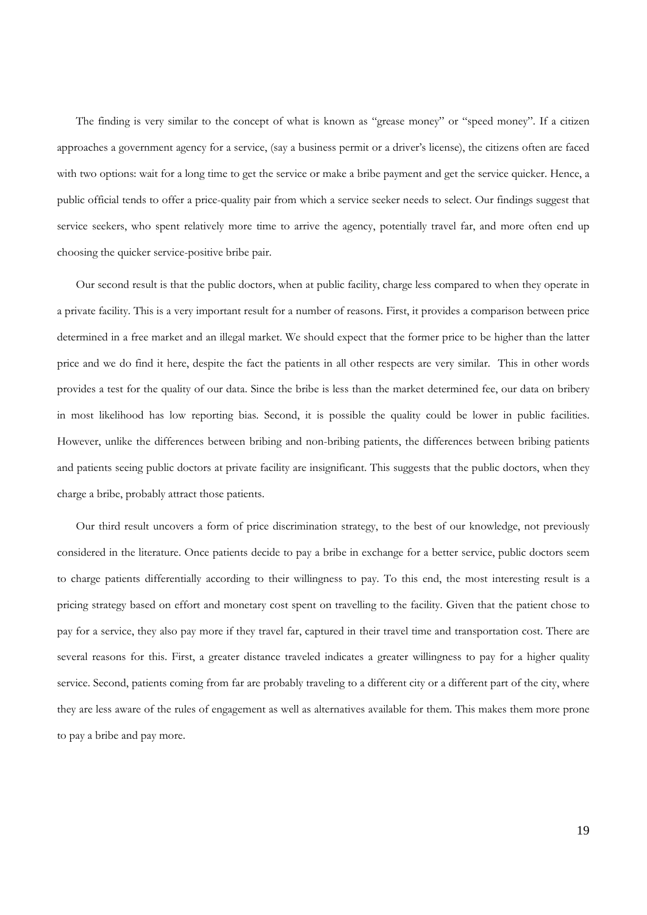The finding is very similar to the concept of what is known as "grease money" or "speed money". If a citizen approaches a government agency for a service, (say a business permit or a driver's license), the citizens often are faced with two options: wait for a long time to get the service or make a bribe payment and get the service quicker. Hence, a public official tends to offer a price-quality pair from which a service seeker needs to select. Our findings suggest that service seekers, who spent relatively more time to arrive the agency, potentially travel far, and more often end up choosing the quicker service-positive bribe pair.

Our second result is that the public doctors, when at public facility, charge less compared to when they operate in a private facility. This is a very important result for a number of reasons. First, it provides a comparison between price determined in a free market and an illegal market. We should expect that the former price to be higher than the latter price and we do find it here, despite the fact the patients in all other respects are very similar. This in other words provides a test for the quality of our data. Since the bribe is less than the market determined fee, our data on bribery in most likelihood has low reporting bias. Second, it is possible the quality could be lower in public facilities. However, unlike the differences between bribing and non-bribing patients, the differences between bribing patients and patients seeing public doctors at private facility are insignificant. This suggests that the public doctors, when they charge a bribe, probably attract those patients.

Our third result uncovers a form of price discrimination strategy, to the best of our knowledge, not previously considered in the literature. Once patients decide to pay a bribe in exchange for a better service, public doctors seem to charge patients differentially according to their willingness to pay. To this end, the most interesting result is a pricing strategy based on effort and monetary cost spent on travelling to the facility. Given that the patient chose to pay for a service, they also pay more if they travel far, captured in their travel time and transportation cost. There are several reasons for this. First, a greater distance traveled indicates a greater willingness to pay for a higher quality service. Second, patients coming from far are probably traveling to a different city or a different part of the city, where they are less aware of the rules of engagement as well as alternatives available for them. This makes them more prone to pay a bribe and pay more.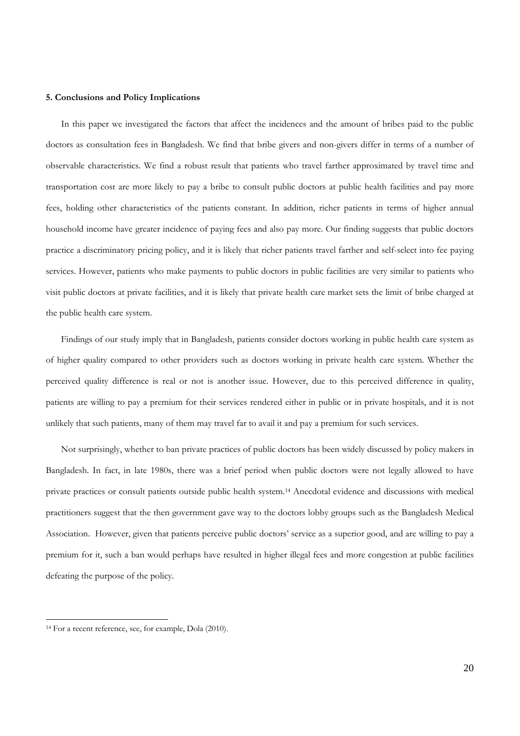## 5. Conclusions and Policy Implications

In this paper we investigated the factors that affect the incidences and the amount of bribes paid to the public doctors as consultation fees in Bangladesh. We find that bribe givers and non-givers differ in terms of a number of observable characteristics. We find a robust result that patients who travel farther approximated by travel time and transportation cost are more likely to pay a bribe to consult public doctors at public health facilities and pay more fees, holding other characteristics of the patients constant. In addition, richer patients in terms of higher annual household income have greater incidence of paying fees and also pay more. Our finding suggests that public doctors practice a discriminatory pricing policy, and it is likely that richer patients travel farther and self-select into fee paying services. However, patients who make payments to public doctors in public facilities are very similar to patients who visit public doctors at private facilities, and it is likely that private health care market sets the limit of bribe charged at the public health care system.

Findings of our study imply that in Bangladesh, patients consider doctors working in public health care system as of higher quality compared to other providers such as doctors working in private health care system. Whether the perceived quality difference is real or not is another issue. However, due to this perceived difference in quality, patients are willing to pay a premium for their services rendered either in public or in private hospitals, and it is not unlikely that such patients, many of them may travel far to avail it and pay a premium for such services.

Not surprisingly, whether to ban private practices of public doctors has been widely discussed by policy makers in Bangladesh. In fact, in late 1980s, there was a brief period when public doctors were not legally allowed to have private practices or consult patients outside public health system.[14] Anecdotal evidence and discussions with medical practitioners suggest that the then government gave way to the doctors lobby groups such as the Bangladesh Medical Association. However, given that patients perceive public doctors' service as a superior good, and are willing to pay a premium for it, such a ban would perhaps have resulted in higher illegal fees and more congestion at public facilities defeating the purpose of the policy.

---

[14] For a recent reference, see, for example, Dola (2010).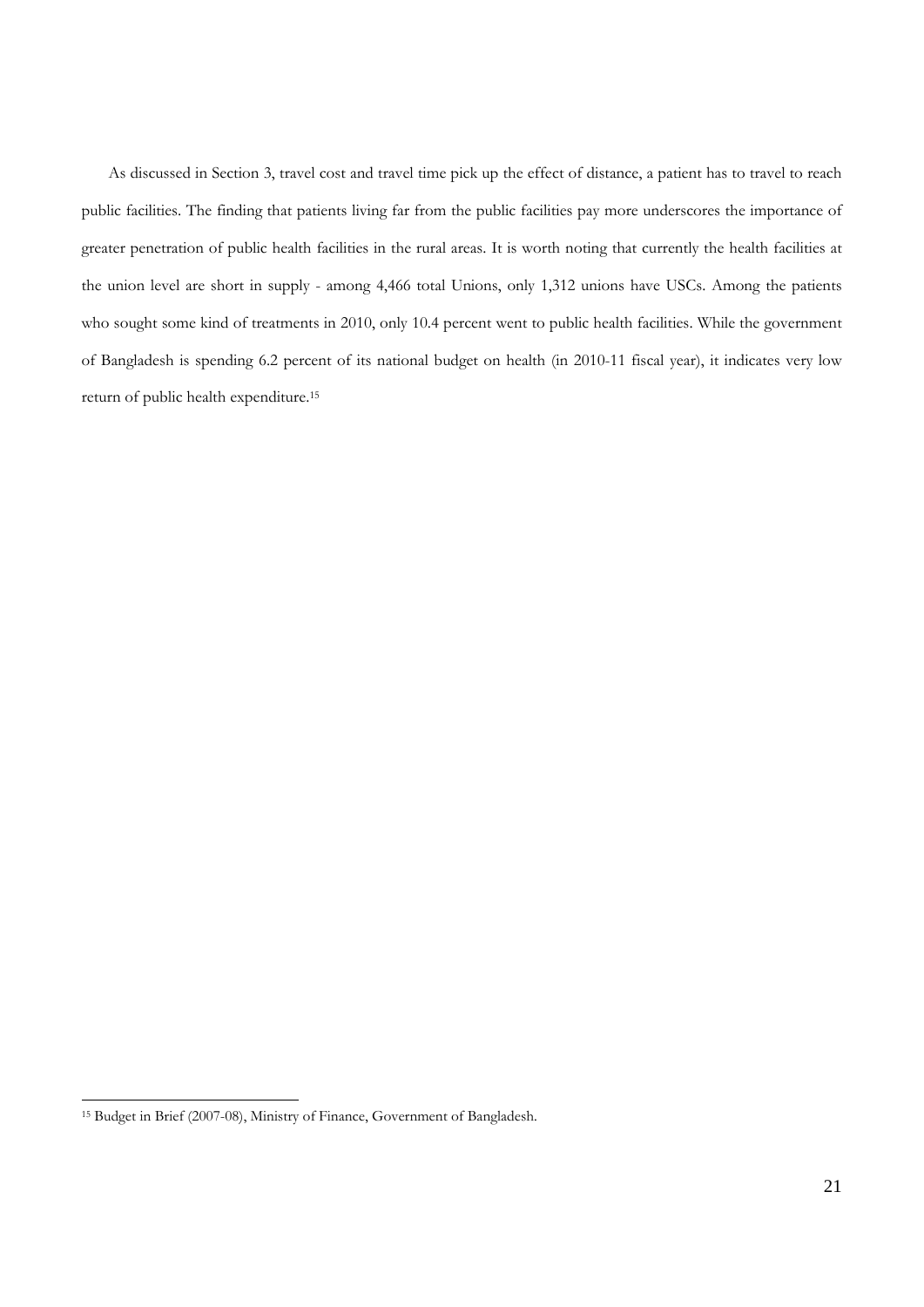As discussed in Section 3, travel cost and travel time pick up the effect of distance, a patient has to travel to reach public facilities. The finding that patients living far from the public facilities pay more underscores the importance of greater penetration of public health facilities in the rural areas. It is worth noting that currently the health facilities at the union level are short in supply - among 4,466 total Unions, only 1,312 unions have USCs. Among the patients who sought some kind of treatments in 2010, only 10.4 percent went to public health facilities. While the government of Bangladesh is spending 6.2 percent of its national budget on health (in 2010-11 fiscal year), it indicates very low return of public health expenditure.[15]

[15] Budget in Brief (2007-08), Ministry of Finance, Government of Bangladesh.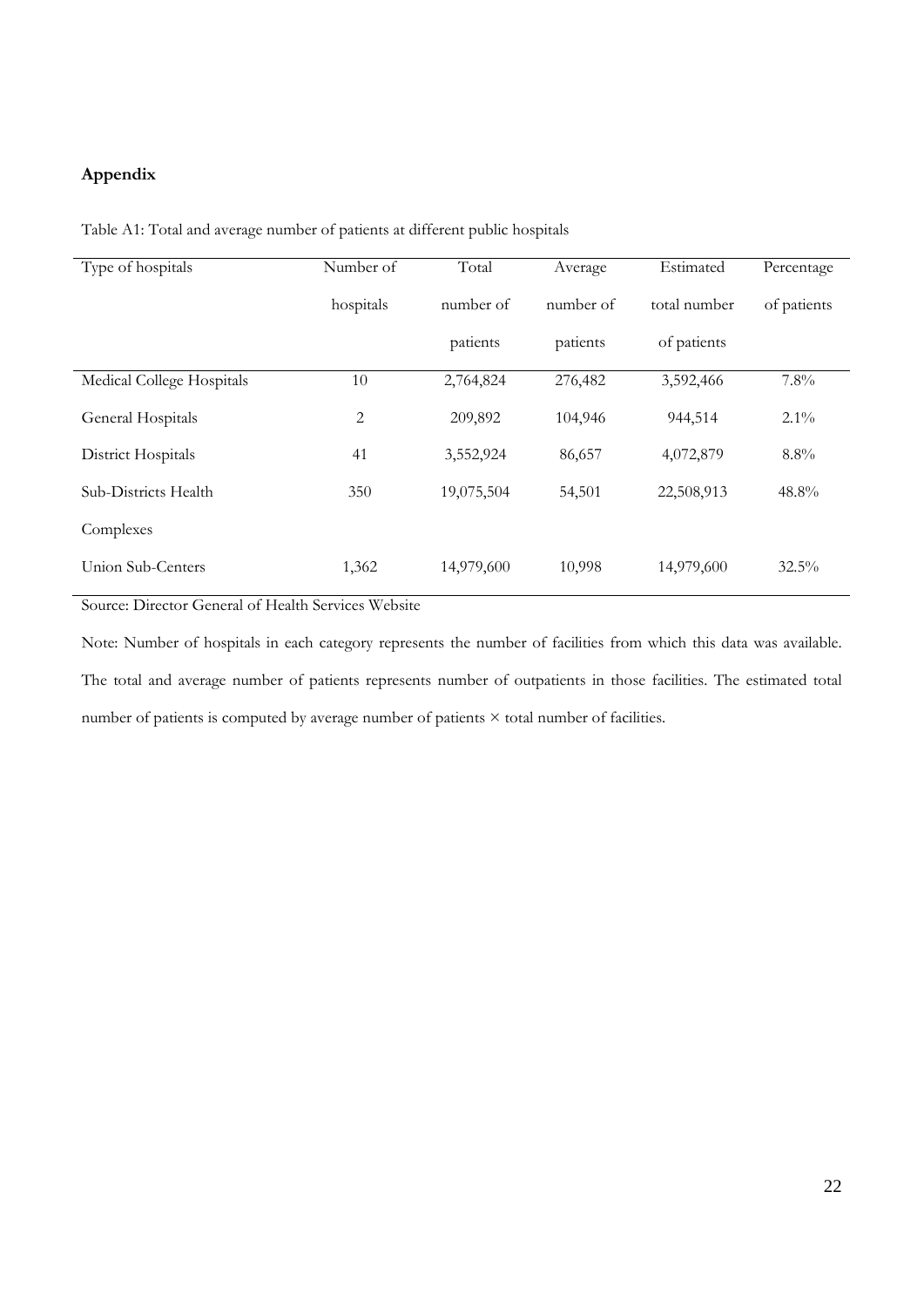## Appendix

Table A1: Total and average number of patients at different public hospitals

| Type of hospitals | Number of hospitals | Total number of patients | Average number of patients | Estimated total number of patients | Percentage of patients |
|---|---|---|---|---|---|
| Medical College Hospitals | 10 | 2,764,824 | 276,482 | 3,592,466 | 7.8% |
| General Hospitals | 2 | 209,892 | 104,946 | 944,514 | 2.1% |
| District Hospitals | 41 | 3,552,924 | 86,657 | 4,072,879 | 8.8% |
| Sub-Districts Health Complexes | 350 | 19,075,504 | 54,501 | 22,508,913 | 48.8% |
| Union Sub-Centers | 1,362 | 14,979,600 | 10,998 | 14,979,600 | 32.5% |

Source: Director General of Health Services Website

Note: Number of hospitals in each category represents the number of facilities from which this data was available. The total and average number of patients represents number of outpatients in those facilities. The estimated total number of patients is computed by average number of patients × total number of facilities.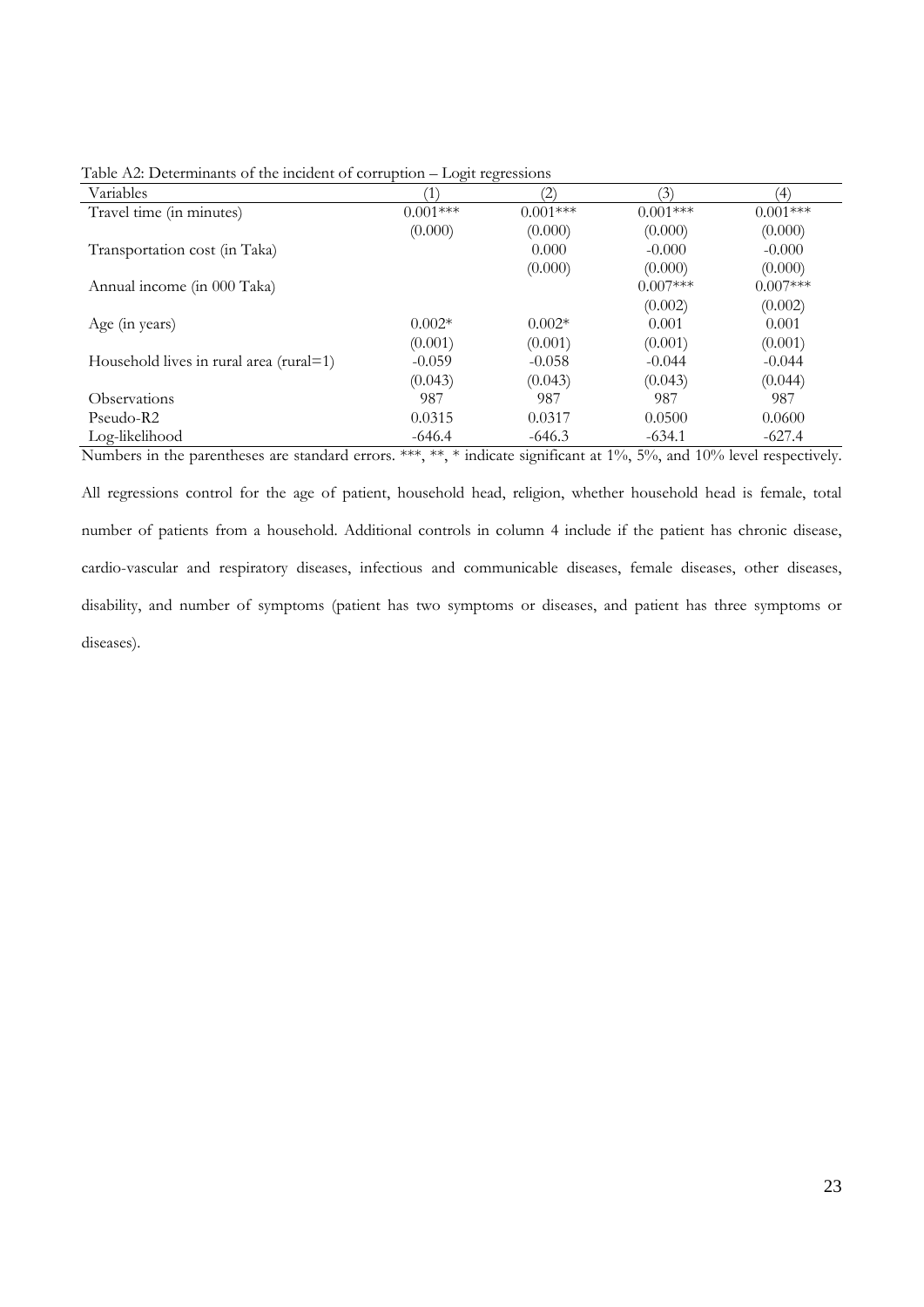Table A2: Determinants of the incident of corruption – Logit regressions

| Variables | (1) | (2) | (3) | (4) |
|---|---|---|---|---|
| Travel time (in minutes) | 0.001*** | 0.001*** | 0.001*** | 0.001*** |
| | (0.000) | (0.000) | (0.000) | (0.000) |
| Transportation cost (in Taka) | | 0.000 | -0.000 | -0.000 |
| | | (0.000) | (0.000) | (0.000) |
| Annual income (in 000 Taka) | | | 0.007*** | 0.007*** |
| | | | (0.002) | (0.002) |
| Age (in years) | 0.002* | 0.002* | 0.001 | 0.001 |
| | (0.001) | (0.001) | (0.001) | (0.001) |
| Household lives in rural area (rural=1) | -0.059 | -0.058 | -0.044 | -0.044 |
| | (0.043) | (0.043) | (0.043) | (0.044) |
| Observations | 987 | 987 | 987 | 987 |
| Pseudo-R2 | 0.0315 | 0.0317 | 0.0500 | 0.0600 |
| Log-likelihood | -646.4 | -646.3 | -634.1 | -627.4 |

Numbers in the parentheses are standard errors. ***, **, * indicate significant at 1%, 5%, and 10% level respectively.

All regressions control for the age of patient, household head, religion, whether household head is female, total number of patients from a household. Additional controls in column 4 include if the patient has chronic disease, cardio-vascular and respiratory diseases, infectious and communicable diseases, female diseases, other diseases, disability, and number of symptoms (patient has two symptoms or diseases, and patient has three symptoms or diseases).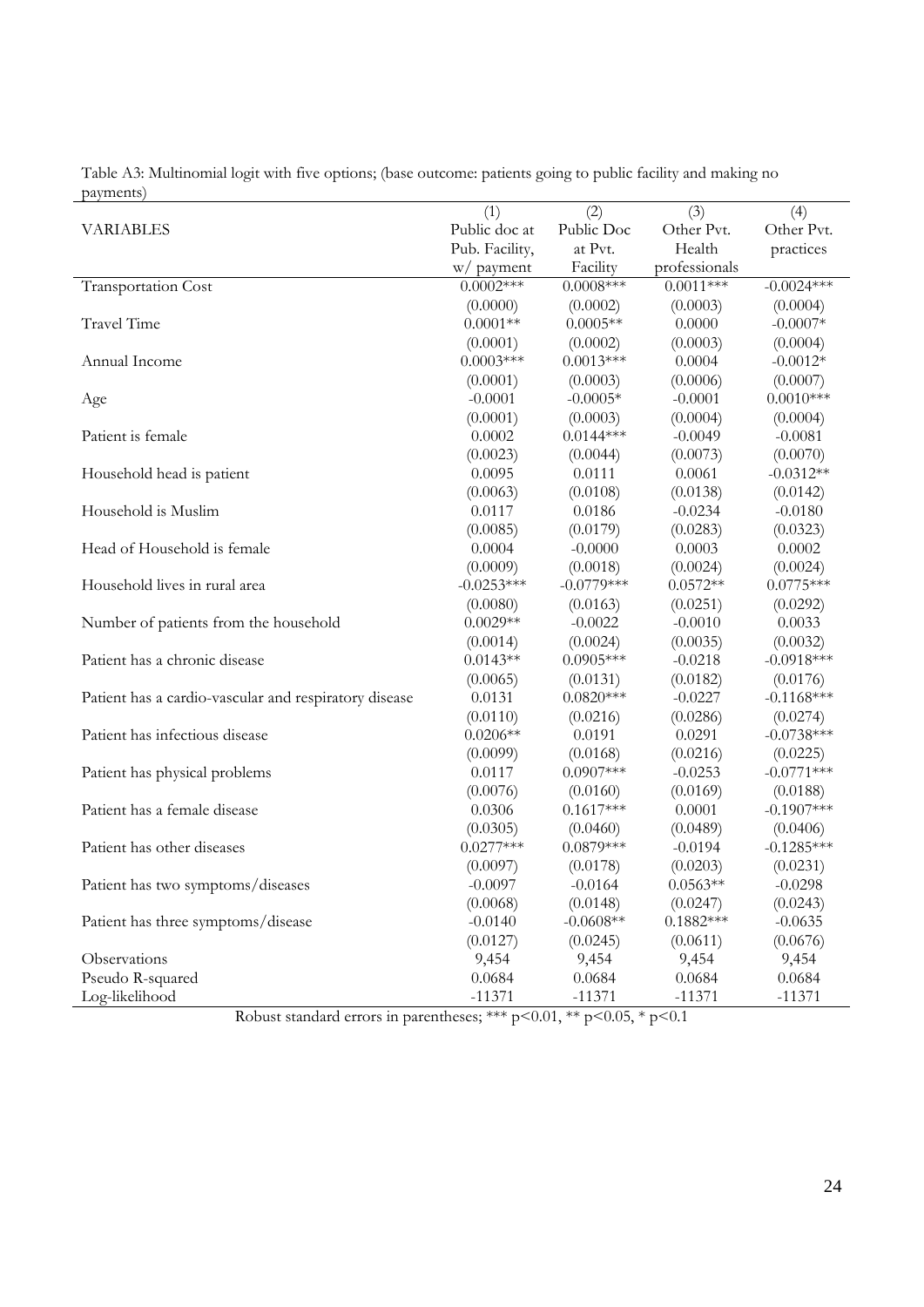Table A3: Multinomial logit with five options; (base outcome: patients going to public facility and making no payments)

| VARIABLES | (1) Public doc at Pub. Facility, w/ payment | (2) Public Doc at Pvt. Facility | (3) Other Pvt. Health professionals | (4) Other Pvt. practices |
|---|---|---|---|---|
| Transportation Cost | 0.0002*** | 0.0008*** | 0.0011*** | -0.0024*** |
| | (0.0000) | (0.0002) | (0.0003) | (0.0004) |
| Travel Time | 0.0001** | 0.0005** | 0.0000 | -0.0007* |
| | (0.0001) | (0.0002) | (0.0003) | (0.0004) |
| Annual Income | 0.0003*** | 0.0013*** | 0.0004 | -0.0012* |
| | (0.0001) | (0.0003) | (0.0006) | (0.0007) |
| Age | -0.0001 | -0.0005* | -0.0001 | 0.0010*** |
| | (0.0001) | (0.0003) | (0.0004) | (0.0004) |
| Patient is female | 0.0002 | 0.0144*** | -0.0049 | -0.0081 |
| | (0.0023) | (0.0044) | (0.0073) | (0.0070) |
| Household head is patient | 0.0095 | 0.0111 | 0.0061 | -0.0312** |
| | (0.0063) | (0.0108) | (0.0138) | (0.0142) |
| Household is Muslim | 0.0117 | 0.0186 | -0.0234 | -0.0180 |
| | (0.0085) | (0.0179) | (0.0283) | (0.0323) |
| Head of Household is female | 0.0004 | -0.0000 | 0.0003 | 0.0002 |
| | (0.0009) | (0.0018) | (0.0024) | (0.0024) |
| Household lives in rural area | -0.0253*** | -0.0779*** | 0.0572** | 0.0775*** |
| | (0.0080) | (0.0163) | (0.0251) | (0.0292) |
| Number of patients from the household | 0.0029** | -0.0022 | -0.0010 | 0.0033 |
| | (0.0014) | (0.0024) | (0.0035) | (0.0032) |
| Patient has a chronic disease | 0.0143** | 0.0905*** | -0.0218 | -0.0918*** |
| | (0.0065) | (0.0131) | (0.0182) | (0.0176) |
| Patient has a cardio-vascular and respiratory disease | 0.0131 | 0.0820*** | -0.0227 | -0.1168*** |
| | (0.0110) | (0.0216) | (0.0286) | (0.0274) |
| Patient has infectious disease | 0.0206** | 0.0191 | 0.0291 | -0.0738*** |
| | (0.0099) | (0.0168) | (0.0216) | (0.0225) |
| Patient has physical problems | 0.0117 | 0.0907*** | -0.0253 | -0.0771*** |
| | (0.0076) | (0.0160) | (0.0169) | (0.0188) |
| Patient has a female disease | 0.0306 | 0.1617*** | 0.0001 | -0.1907*** |
| | (0.0305) | (0.0460) | (0.0489) | (0.0406) |
| Patient has other diseases | 0.0277*** | 0.0879*** | -0.0194 | -0.1285*** |
| | (0.0097) | (0.0178) | (0.0203) | (0.0231) |
| Patient has two symptoms/diseases | -0.0097 | -0.0164 | 0.0563** | -0.0298 |
| | (0.0068) | (0.0148) | (0.0247) | (0.0243) |
| Patient has three symptoms/disease | -0.0140 | -0.0608** | 0.1882*** | -0.0635 |
| | (0.0127) | (0.0245) | (0.0611) | (0.0676) |
| Observations | 9,454 | 9,454 | 9,454 | 9,454 |
| Pseudo R-squared | 0.0684 | 0.0684 | 0.0684 | 0.0684 |
| Log-likelihood | -11371 | -11371 | -11371 | -11371 |

Robust standard errors in parentheses; *** $p<0.01$, ** $p<0.05$, * $p<0.1$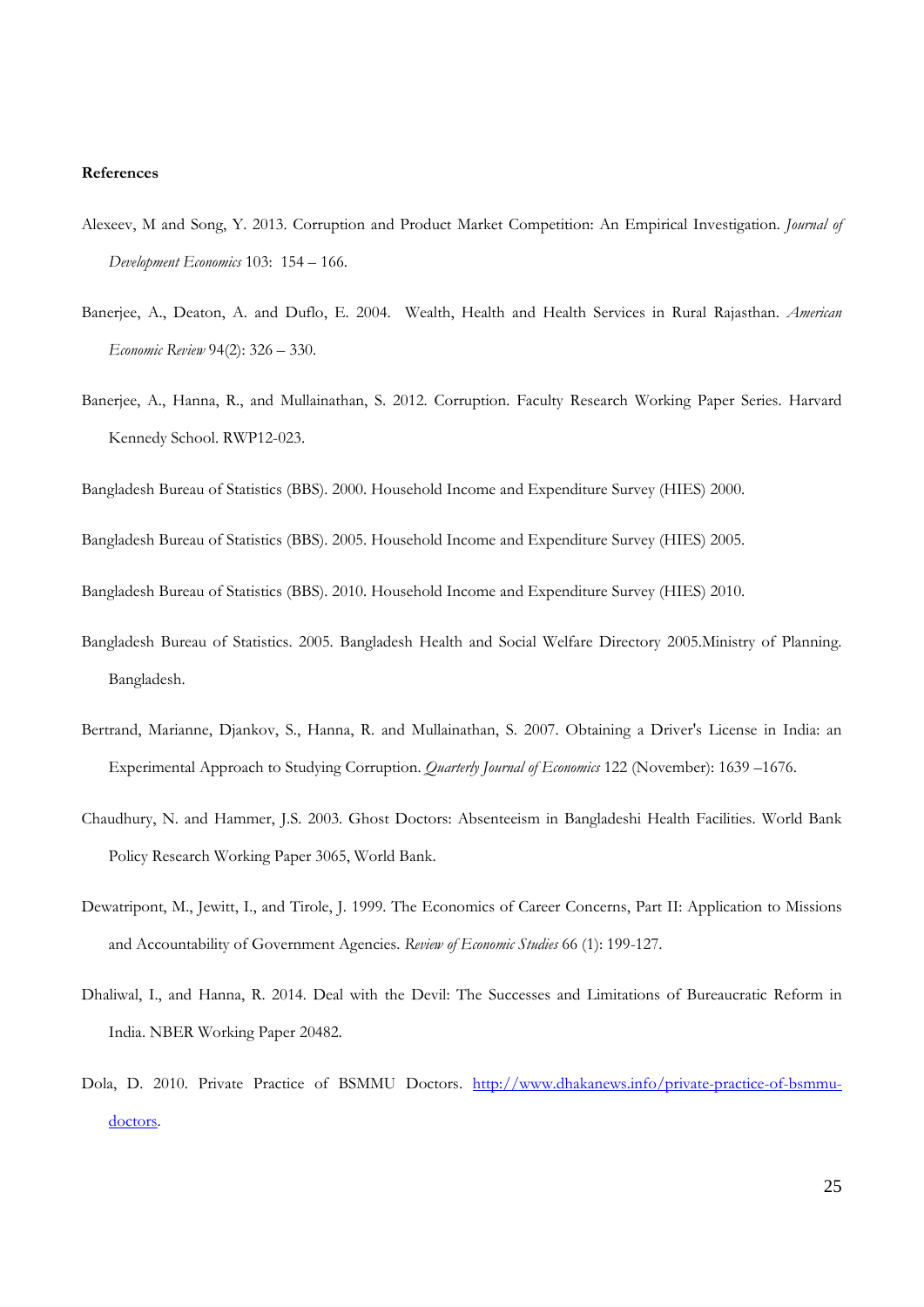**References**

Alexeev, M and Song, Y. 2013. Corruption and Product Market Competition: An Empirical Investigation. *Journal of Development Economics* 103: 154 – 166.

Banerjee, A., Deaton, A. and Duflo, E. 2004. Wealth, Health and Health Services in Rural Rajasthan. *American Economic Review* 94(2): 326 – 330.

Banerjee, A., Hanna, R., and Mullainathan, S. 2012. Corruption. Faculty Research Working Paper Series. Harvard Kennedy School. RWP12-023.

Bangladesh Bureau of Statistics (BBS). 2000. Household Income and Expenditure Survey (HIES) 2000.

Bangladesh Bureau of Statistics (BBS). 2005. Household Income and Expenditure Survey (HIES) 2005.

Bangladesh Bureau of Statistics (BBS). 2010. Household Income and Expenditure Survey (HIES) 2010.

Bangladesh Bureau of Statistics. 2005. Bangladesh Health and Social Welfare Directory 2005.Ministry of Planning. Bangladesh.

Bertrand, Marianne, Djankov, S., Hanna, R. and Mullainathan, S. 2007. Obtaining a Driver's License in India: an Experimental Approach to Studying Corruption. *Quarterly Journal of Economics* 122 (November): 1639 –1676.

Chaudhury, N. and Hammer, J.S. 2003. Ghost Doctors: Absenteeism in Bangladeshi Health Facilities. World Bank Policy Research Working Paper 3065, World Bank.

Dewatripont, M., Jewitt, I., and Tirole, J. 1999. The Economics of Career Concerns, Part II: Application to Missions and Accountability of Government Agencies. *Review of Economic Studies* 66 (1): 199-127.

Dhaliwal, I., and Hanna, R. 2014. Deal with the Devil: The Successes and Limitations of Bureaucratic Reform in India. NBER Working Paper 20482.

Dola, D. 2010. Private Practice of BSMMU Doctors. [http://www.dhakanews.info/private-practice-of-bsmmu-doctors](http://www.dhakanews.info/private-practice-of-bsmmu-doctors).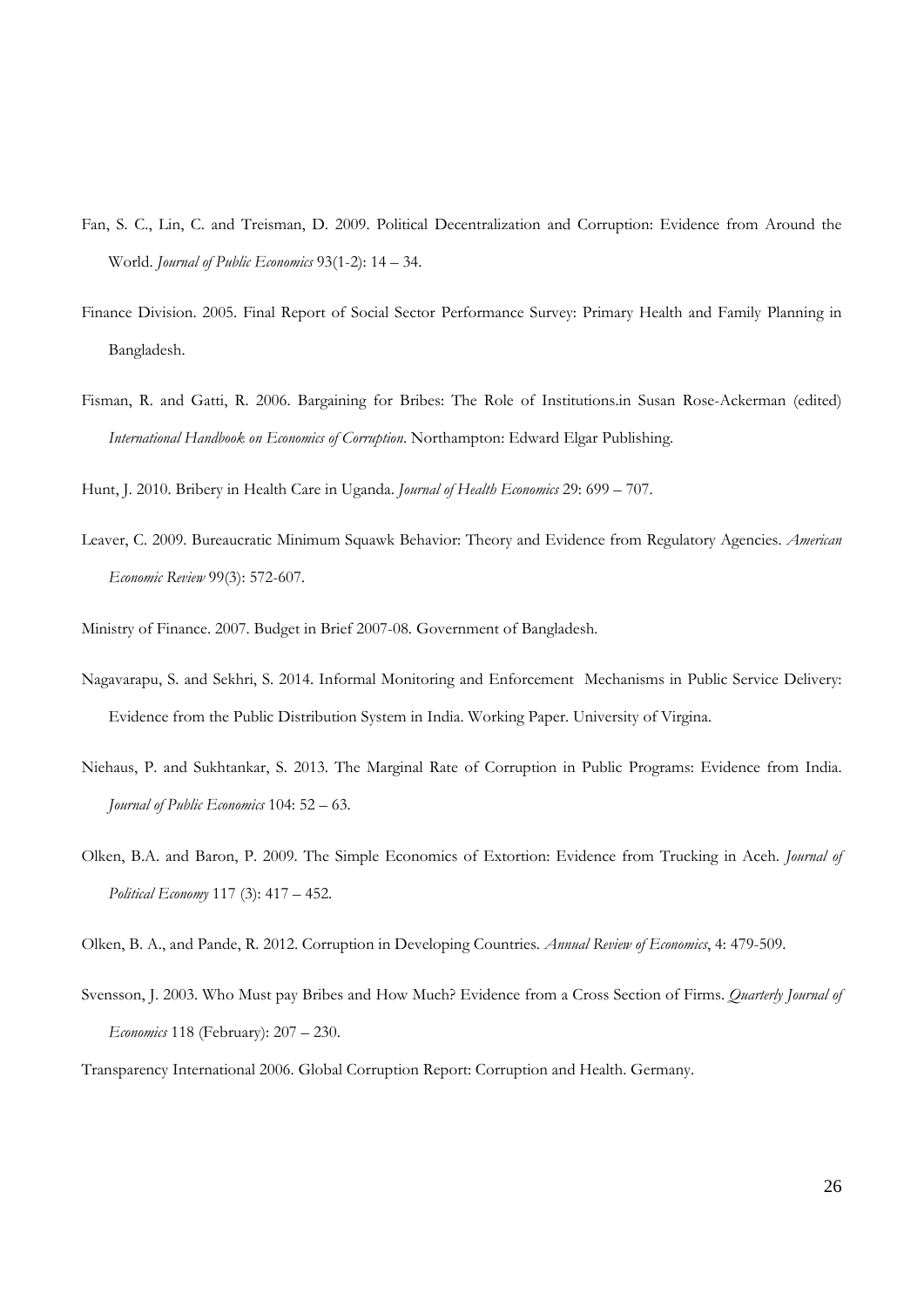Fan, S. C., Lin, C. and Treisman, D. 2009. Political Decentralization and Corruption: Evidence from Around the World. *Journal of Public Economics* 93(1-2): 14 – 34.

Finance Division. 2005. Final Report of Social Sector Performance Survey: Primary Health and Family Planning in Bangladesh.

Fisman, R. and Gatti, R. 2006. Bargaining for Bribes: The Role of Institutions.in Susan Rose-Ackerman (edited) *International Handbook on Economics of Corruption*. Northampton: Edward Elgar Publishing.

Hunt, J. 2010. Bribery in Health Care in Uganda. *Journal of Health Economics* 29: 699 – 707.

Leaver, C. 2009. Bureaucratic Minimum Squawk Behavior: Theory and Evidence from Regulatory Agencies. *American Economic Review* 99(3): 572-607.

Ministry of Finance. 2007. Budget in Brief 2007-08. Government of Bangladesh.

Nagavarapu, S. and Sekhri, S. 2014. Informal Monitoring and Enforcement Mechanisms in Public Service Delivery: Evidence from the Public Distribution System in India. Working Paper. University of Virgina.

Niehaus, P. and Sukhtankar, S. 2013. The Marginal Rate of Corruption in Public Programs: Evidence from India. *Journal of Public Economics* 104: 52 – 63.

Olken, B.A. and Baron, P. 2009. The Simple Economics of Extortion: Evidence from Trucking in Aceh. *Journal of Political Economy* 117 (3): 417 – 452.

Olken, B. A., and Pande, R. 2012. Corruption in Developing Countries. *Annual Review of Economics*, 4: 479-509.

Svensson, J. 2003. Who Must pay Bribes and How Much? Evidence from a Cross Section of Firms. *Quarterly Journal of Economics* 118 (February): 207 – 230.

Transparency International 2006. Global Corruption Report: Corruption and Health. Germany.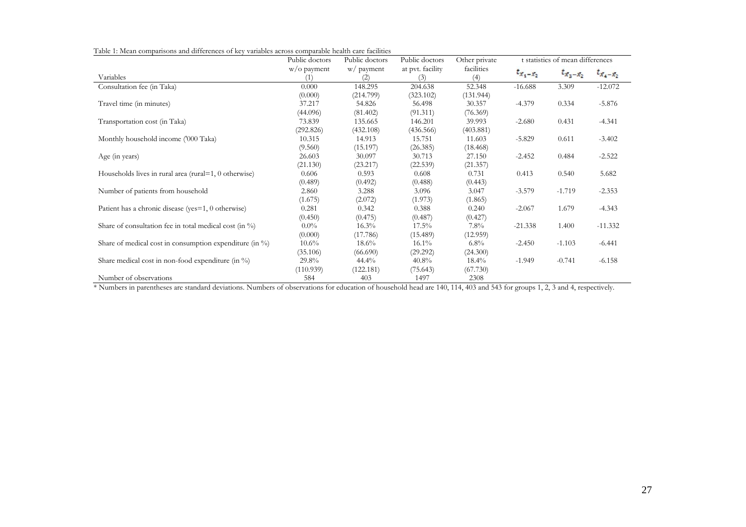Table 1: Mean comparisons and differences of key variables across comparable health care facilities

| Variables | Public doctors w/o payment (1) | Public doctors w/ payment (2) | Public doctors at pvt. facility (3) | Other private facilities (4) | t statistics of mean differences $t_{x_1-x_2}$ | $t_{x_3-x_2}$ | $t_{x_4-x_2}$ |
|---|---|---|---|---|---|---|---|
| Consultation fee (in Taka) | 0.000 | 148.295 | 204.638 | 52.348 | -16.688 | 3.309 | -12.072 |
| | (0.000) | (214.799) | (323.102) | (131.944) | | | |
| Travel time (in minutes) | 37.217 | 54.826 | 56.498 | 30.357 | -4.379 | 0.334 | -5.876 |
| | (44.096) | (81.402) | (91.311) | (76.369) | | | |
| Transportation cost (in Taka) | 73.839 | 135.665 | 146.201 | 39.993 | -2.680 | 0.431 | -4.341 |
| | (292.826) | (432.108) | (436.566) | (403.881) | | | |
| Monthly household income ('000 Taka) | 10.315 | 14.913 | 15.751 | 11.603 | -5.829 | 0.611 | -3.402 |
| | (9.560) | (15.197) | (26.385) | (18.468) | | | |
| Age (in years) | 26.603 | 30.097 | 30.713 | 27.150 | -2.452 | 0.484 | -2.522 |
| | (21.130) | (23.217) | (22.539) | (21.357) | | | |
| Households lives in rural area (rural=1, 0 otherwise) | 0.606 | 0.593 | 0.608 | 0.731 | 0.413 | 0.540 | 5.682 |
| | (0.489) | (0.492) | (0.488) | (0.443) | | | |
| Number of patients from household | 2.860 | 3.288 | 3.096 | 3.047 | -3.579 | -1.719 | -2.353 |
| | (1.675) | (2.072) | (1.973) | (1.865) | | | |
| Patient has a chronic disease (yes=1, 0 otherwise) | 0.281 | 0.342 | 0.388 | 0.240 | -2.067 | 1.679 | -4.343 |
| | (0.450) | (0.475) | (0.487) | (0.427) | | | |
| Share of consultation fee in total medical cost (in %) | 0.0% | 16.3% | 17.5% | 7.8% | -21.338 | 1.400 | -11.332 |
| | (0.000) | (17.786) | (15.489) | (12.959) | | | |
| Share of medical cost in consumption expenditure (in %) | 10.6% | 18.6% | 16.1% | 6.8% | -2.450 | -1.103 | -6.441 |
| | (35.106) | (66.690) | (29.292) | (24.300) | | | |
| Share medical cost in non-food expenditure (in %) | 29.8% | 44.4% | 40.8% | 18.4% | -1.949 | -0.741 | -6.158 |
| | (110.939) | (122.181) | (75.643) | (67.730) | | | |
| Number of observations | 584 | 403 | 1497 | 2308 | | | |

* Numbers in parentheses are standard deviations. Numbers of observations for education of household head are 140, 114, 403 and 543 for groups 1, 2, 3 and 4, respectively.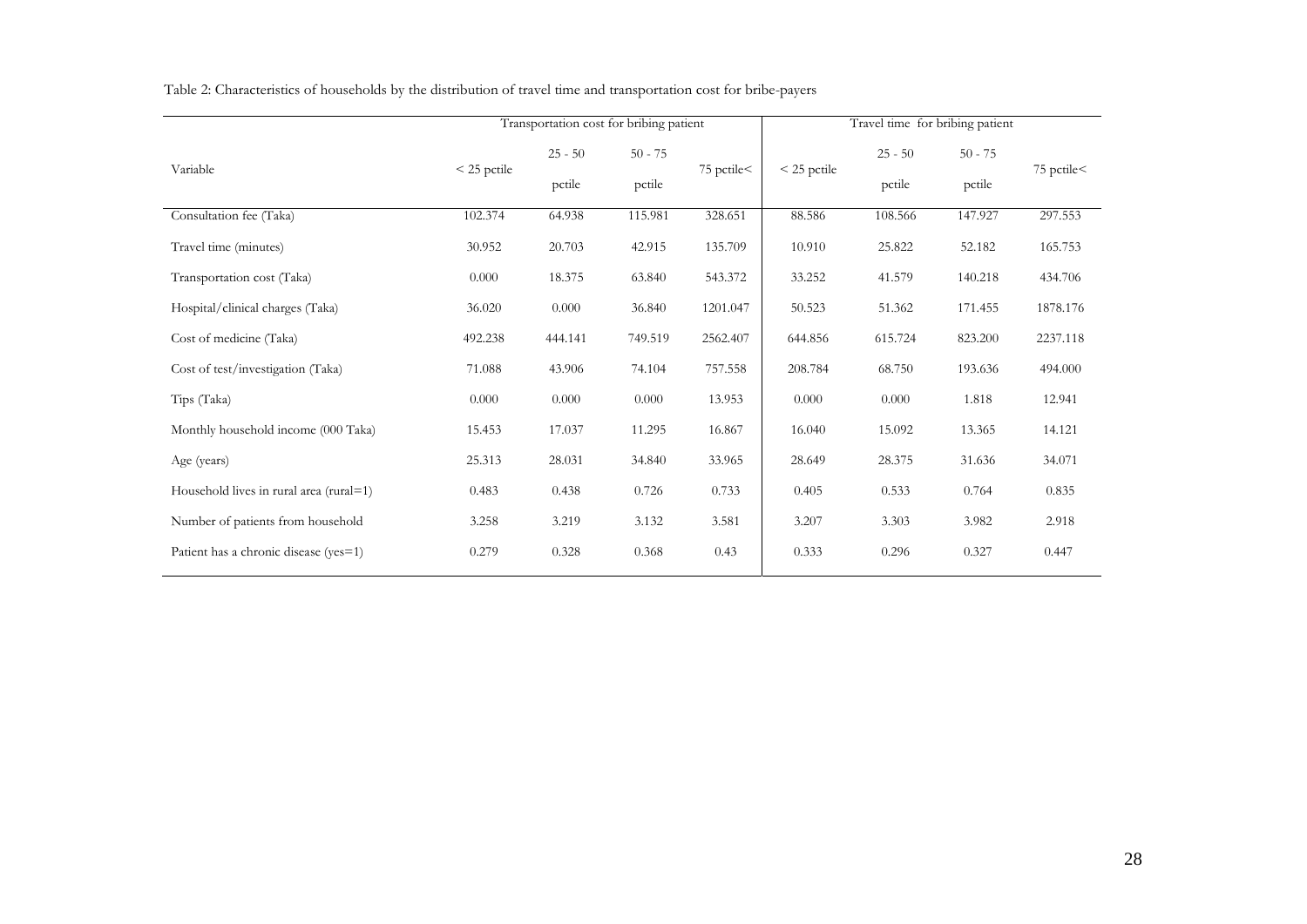Table 2: Characteristics of households by the distribution of travel time and transportation cost for bribe-payers

| Variable | Transportation cost for bribing patient | | | | Travel time for bribing patient | | | |
|---|---|---|---|---|---|---|---|---|
| | < 25 pctile | 25 - 50 pctile | 50 - 75 pctile | 75 pctile< | < 25 pctile | 25 - 50 pctile | 50 - 75 pctile | 75 pctile< |
| Consultation fee (Taka) | 102.374 | 64.938 | 115.981 | 328.651 | 88.586 | 108.566 | 147.927 | 297.553 |
| Travel time (minutes) | 30.952 | 20.703 | 42.915 | 135.709 | 10.910 | 25.822 | 52.182 | 165.753 |
| Transportation cost (Taka) | 0.000 | 18.375 | 63.840 | 543.372 | 33.252 | 41.579 | 140.218 | 434.706 |
| Hospital/clinical charges (Taka) | 36.020 | 0.000 | 36.840 | 1201.047 | 50.523 | 51.362 | 171.455 | 1878.176 |
| Cost of medicine (Taka) | 492.238 | 444.141 | 749.519 | 2562.407 | 644.856 | 615.724 | 823.200 | 2237.118 |
| Cost of test/investigation (Taka) | 71.088 | 43.906 | 74.104 | 757.558 | 208.784 | 68.750 | 193.636 | 494.000 |
| Tips (Taka) | 0.000 | 0.000 | 0.000 | 13.953 | 0.000 | 0.000 | 1.818 | 12.941 |
| Monthly household income (000 Taka) | 15.453 | 17.037 | 11.295 | 16.867 | 16.040 | 15.092 | 13.365 | 14.121 |
| Age (years) | 25.313 | 28.031 | 34.840 | 33.965 | 28.649 | 28.375 | 31.636 | 34.071 |
| Household lives in rural area (rural=1) | 0.483 | 0.438 | 0.726 | 0.733 | 0.405 | 0.533 | 0.764 | 0.835 |
| Number of patients from household | 3.258 | 3.219 | 3.132 | 3.581 | 3.207 | 3.303 | 3.982 | 2.918 |
| Patient has a chronic disease (yes=1) | 0.279 | 0.328 | 0.368 | 0.43 | 0.333 | 0.296 | 0.327 | 0.447 |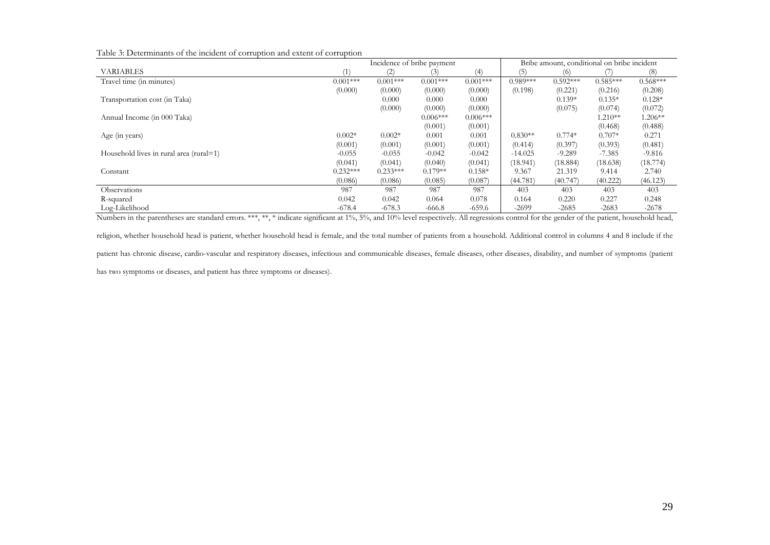Table 3: Determinants of the incident of corruption and extent of corruption

| | Incidence of bribe payment | | | | Bribe amount, conditional on bribe incident | | | |
|---|---|---|---|---|---|---|---|---|
| VARIABLES | (1) | (2) | (3) | (4) | (5) | (6) | (7) | (8) |
| Travel time (in minutes) | 0.001*** | 0.001*** | 0.001*** | 0.001*** | 0.989*** | 0.592*** | 0.585*** | 0.568*** |
| | (0.000) | (0.000) | (0.000) | (0.000) | (0.198) | (0.221) | (0.216) | (0.208) |
| Transportation cost (in Taka) | | 0.000 | 0.000 | 0.000 | | 0.139* | 0.135* | 0.128* |
| | | (0.000) | (0.000) | (0.000) | | (0.075) | (0.074) | (0.072) |
| Annual Income (in 000 Taka) | | | 0.006*** | 0.006*** | | | 1.210** | 1.206** |
| | | | (0.001) | (0.001) | | | (0.468) | (0.488) |
| Age (in years) | 0.002* | 0.002* | 0.001 | 0.001 | 0.830** | 0.774* | 0.707* | 0.271 |
| | (0.001) | (0.001) | (0.001) | (0.001) | (0.414) | (0.397) | (0.393) | (0.481) |
| Household lives in rural area (rural=1) | -0.055 | -0.055 | -0.042 | -0.042 | -14.025 | -9.289 | -7.385 | -9.816 |
| | (0.041) | (0.041) | (0.040) | (0.041) | (18.941) | (18.884) | (18.638) | (18.774) |
| Constant | 0.232*** | 0.233*** | 0.179** | 0.158* | 9.367 | 21.319 | 9.414 | 2.740 |
| | (0.086) | (0.086) | (0.085) | (0.087) | (44.781) | (40.747) | (40.222) | (46.123) |
| Observations | 987 | 987 | 987 | 987 | 403 | 403 | 403 | 403 |
| R-squared | 0.042 | 0.042 | 0.064 | 0.078 | 0.164 | 0.220 | 0.227 | 0.248 |
| Log-Likelihood | -678.4 | -678.3 | -666.8 | -659.6 | -2699 | -2685 | -2683 | -2678 |

Numbers in the parentheses are standard errors. ***, **, * indicate significant at 1%, 5%, and 10% level respectively. All regressions control for the gender of the patient, household head, religion, whether household head is patient, whether household head is female, and the total number of patients from a household. Additional control in columns 4 and 8 include if the patient has chronic disease, cardio-vascular and respiratory diseases, infectious and communicable diseases, female diseases, other diseases, disability, and number of symptoms (patient has two symptoms or diseases, and patient has three symptoms or diseases).